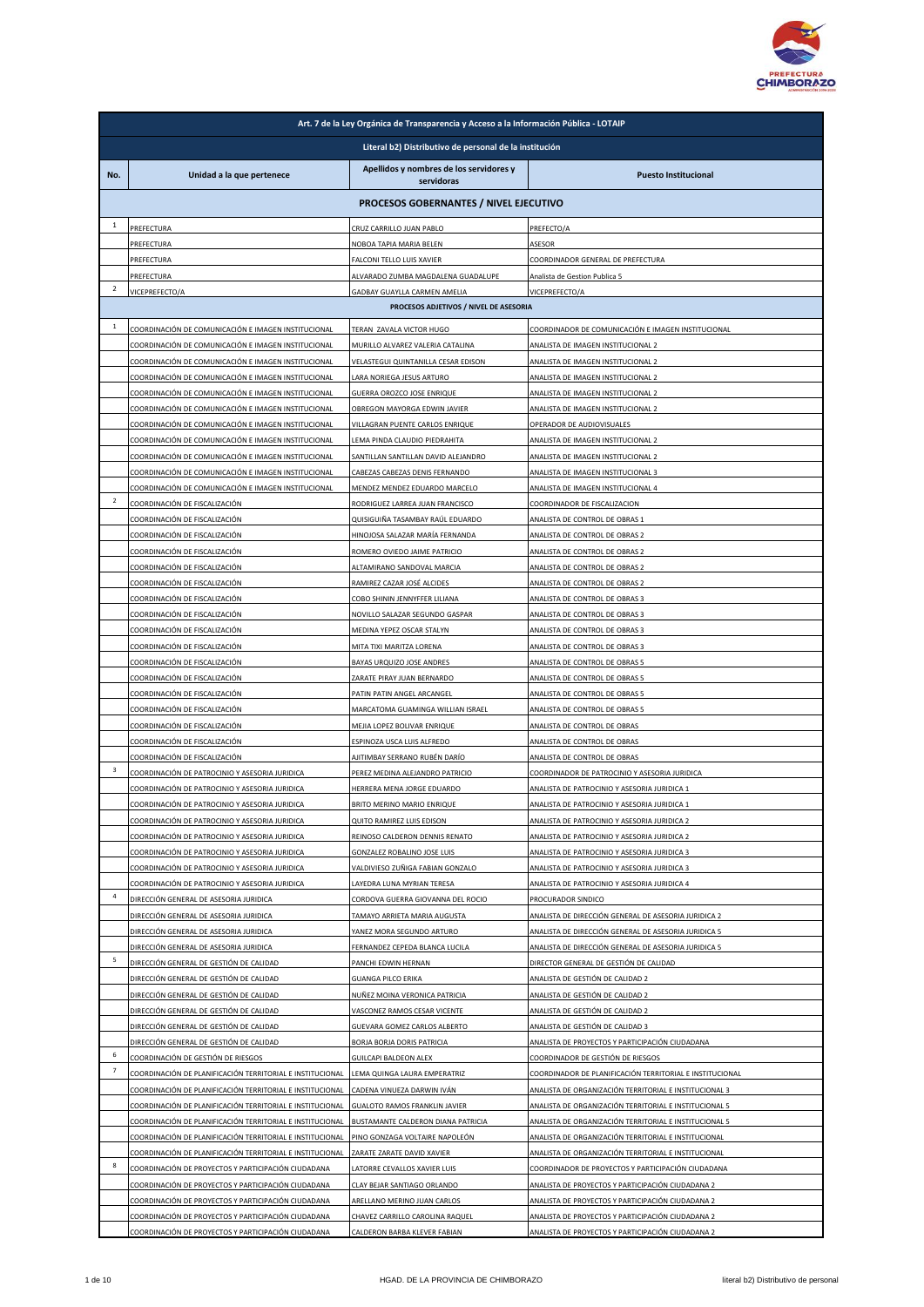| Art. 7 de la Ley Orgánica de Transparencia y Acceso a la Información Pública - LOTAIP | | | |
|---|---|---|---|
| Literal b2) Distributivo de personal de la institución | | | |
| No. | Unidad a la que pertenece | Apellidos y nombres de los servidores y servidoras | Puesto Institucional |
| PROCESOS GOBERNANTES / NIVEL EJECUTIVO | | | |
| 1 | PREFECTURA | CRUZ CARRILLO JUAN PABLO | PREFECTO/A |
| | PREFECTURA | NOBOA TAPIA MARIA BELEN | ASESOR |
| | PREFECTURA | FALCONI TELLO LUIS XAVIER | COORDINADOR GENERAL DE PREFECTURA |
| | PREFECTURA | ALVARADO ZUMBA MAGDALENA GUADALUPE | Analista de Gestion Publica 5 |
| 2 | VICEPREFECTO/A | GADBAY GUAYLLA CARMEN AMELIA | VICEPREFECTO/A |
| PROCESOS ADJETIVOS / NIVEL DE ASESORIA | | | |
| 1 | COORDINACIÓN DE COMUNICACIÓN E IMAGEN INSTITUCIONAL | TERAN ZAVALA VICTOR HUGO | COORDINADOR DE COMUNICACIÓN E IMAGEN INSTITUCIONAL |
| | COORDINACIÓN DE COMUNICACIÓN E IMAGEN INSTITUCIONAL | MURILLO ALVAREZ VALERIA CATALINA | ANALISTA DE IMAGEN INSTITUCIONAL 2 |
| | COORDINACIÓN DE COMUNICACIÓN E IMAGEN INSTITUCIONAL | VELASTEGUI QUINTANILLA CESAR EDISON | ANALISTA DE IMAGEN INSTITUCIONAL 2 |
| | COORDINACIÓN DE COMUNICACIÓN E IMAGEN INSTITUCIONAL | LARA NORIEGA JESUS ARTURO | ANALISTA DE IMAGEN INSTITUCIONAL 2 |
| | COORDINACIÓN DE COMUNICACIÓN E IMAGEN INSTITUCIONAL | GUERRA OROZCO JOSE ENRIQUE | ANALISTA DE IMAGEN INSTITUCIONAL 2 |
| | COORDINACIÓN DE COMUNICACIÓN E IMAGEN INSTITUCIONAL | OBREGON MAYORGA EDWIN JAVIER | ANALISTA DE IMAGEN INSTITUCIONAL 2 |
| | COORDINACIÓN DE COMUNICACIÓN E IMAGEN INSTITUCIONAL | VILLAGRAN PUENTE CARLOS ENRIQUE | OPERADOR DE AUDIOVISUALES |
| | COORDINACIÓN DE COMUNICACIÓN E IMAGEN INSTITUCIONAL | LEMA PINDA CLAUDIO PIEDRAHITA | ANALISTA DE IMAGEN INSTITUCIONAL 2 |
| | COORDINACIÓN DE COMUNICACIÓN E IMAGEN INSTITUCIONAL | SANTILLAN SANTILLAN DAVID ALEJANDRO | ANALISTA DE IMAGEN INSTITUCIONAL 2 |
| | COORDINACIÓN DE COMUNICACIÓN E IMAGEN INSTITUCIONAL | CABEZAS CABEZAS DENIS FERNANDO | ANALISTA DE IMAGEN INSTITUCIONAL 3 |
| | COORDINACIÓN DE COMUNICACIÓN E IMAGEN INSTITUCIONAL | MENDEZ MENDEZ EDUARDO MARCELO | ANALISTA DE IMAGEN INSTITUCIONAL 4 |
| 2 | COORDINACIÓN DE FISCALIZACIÓN | RODRIGUEZ LARREA JUAN FRANCISCO | COORDINADOR DE FISCALIZACION |
| | COORDINACIÓN DE FISCALIZACIÓN | QUISIGUIÑA TASAMBAY RAÚL EDUARDO | ANALISTA DE CONTROL DE OBRAS 1 |
| | COORDINACIÓN DE FISCALIZACIÓN | HINOJOSA SALAZAR MARÍA FERNANDA | ANALISTA DE CONTROL DE OBRAS 2 |
| | COORDINACIÓN DE FISCALIZACIÓN | ROMERO OVIEDO JAIME PATRICIO | ANALISTA DE CONTROL DE OBRAS 2 |
| | COORDINACIÓN DE FISCALIZACIÓN | ALTAMIRANO SANDOVAL MARCIA | ANALISTA DE CONTROL DE OBRAS 2 |
| | COORDINACIÓN DE FISCALIZACIÓN | RAMIREZ CAZAR JOSÉ ALCIDES | ANALISTA DE CONTROL DE OBRAS 2 |
| | COORDINACIÓN DE FISCALIZACIÓN | COBO SHININ JENNYFFER LILIANA | ANALISTA DE CONTROL DE OBRAS 3 |
| | COORDINACIÓN DE FISCALIZACIÓN | NOVILLO SALAZAR SEGUNDO GASPAR | ANALISTA DE CONTROL DE OBRAS 3 |
| | COORDINACIÓN DE FISCALIZACIÓN | MEDINA YEPEZ OSCAR STALYN | ANALISTA DE CONTROL DE OBRAS 3 |
| | COORDINACIÓN DE FISCALIZACIÓN | MITA TIXI MARITZA LORENA | ANALISTA DE CONTROL DE OBRAS 3 |
| | COORDINACIÓN DE FISCALIZACIÓN | BAYAS URQUIZO JOSE ANDRES | ANALISTA DE CONTROL DE OBRAS 5 |
| | COORDINACIÓN DE FISCALIZACIÓN | ZARATE PIRAY JUAN BERNARDO | ANALISTA DE CONTROL DE OBRAS 5 |
| | COORDINACIÓN DE FISCALIZACIÓN | PATIN PATIN ANGEL ARCANGEL | ANALISTA DE CONTROL DE OBRAS 5 |
| | COORDINACIÓN DE FISCALIZACIÓN | MARCATOMA GUAMINGA WILLIAN ISRAEL | ANALISTA DE CONTROL DE OBRAS 5 |
| | COORDINACIÓN DE FISCALIZACIÓN | MEJIA LOPEZ BOLIVAR ENRIQUE | ANALISTA DE CONTROL DE OBRAS |
| | COORDINACIÓN DE FISCALIZACIÓN | ESPINOZA USCA LUIS ALFREDO | ANALISTA DE CONTROL DE OBRAS |
| | COORDINACIÓN DE FISCALIZACIÓN | AJITIMBAY SERRANO RUBÉN DARÍO | ANALISTA DE CONTROL DE OBRAS |
| 3 | COORDINACIÓN DE PATROCINIO Y ASESORIA JURIDICA | PEREZ MEDINA ALEJANDRO PATRICIO | COORDINADOR DE PATROCINIO Y ASESORIA JURIDICA |
| | COORDINACIÓN DE PATROCINIO Y ASESORIA JURIDICA | HERRERA MENA JORGE EDUARDO | ANALISTA DE PATROCINIO Y ASESORIA JURIDICA 1 |
| | COORDINACIÓN DE PATROCINIO Y ASESORIA JURIDICA | BRITO MERINO MARIO ENRIQUE | ANALISTA DE PATROCINIO Y ASESORIA JURIDICA 1 |
| | COORDINACIÓN DE PATROCINIO Y ASESORIA JURIDICA | QUITO RAMIREZ LUIS EDISON | ANALISTA DE PATROCINIO Y ASESORIA JURIDICA 2 |
| | COORDINACIÓN DE PATROCINIO Y ASESORIA JURIDICA | REINOSO CALDERON DENNIS RENATO | ANALISTA DE PATROCINIO Y ASESORIA JURIDICA 2 |
| | COORDINACIÓN DE PATROCINIO Y ASESORIA JURIDICA | GONZALEZ ROBALINO JOSE LUIS | ANALISTA DE PATROCINIO Y ASESORIA JURIDICA 3 |
| | COORDINACIÓN DE PATROCINIO Y ASESORIA JURIDICA | VALDIVIESO ZUÑIGA FABIAN GONZALO | ANALISTA DE PATROCINIO Y ASESORIA JURIDICA 3 |
| | COORDINACIÓN DE PATROCINIO Y ASESORIA JURIDICA | LAYEDRA LUNA MYRIAN TERESA | ANALISTA DE PATROCINIO Y ASESORIA JURIDICA 4 |
| 4 | DIRECCIÓN GENERAL DE ASESORIA JURIDICA | CORDOVA GUERRA GIOVANNA DEL ROCIO | PROCURADOR SINDICO |
| | DIRECCIÓN GENERAL DE ASESORIA JURIDICA | TAMAYO ARRIETA MARIA AUGUSTA | ANALISTA DE DIRECCIÓN GENERAL DE ASESORIA JURIDICA 2 |
| | DIRECCIÓN GENERAL DE ASESORIA JURIDICA | YANEZ MORA SEGUNDO ARTURO | ANALISTA DE DIRECCIÓN GENERAL DE ASESORIA JURIDICA 5 |
| | DIRECCIÓN GENERAL DE ASESORIA JURIDICA | FERNANDEZ CEPEDA BLANCA LUCILA | ANALISTA DE DIRECCIÓN GENERAL DE ASESORIA JURIDICA 5 |
| 5 | DIRECCIÓN GENERAL DE GESTIÓN DE CALIDAD | PANCHI EDWIN HERNAN | DIRECTOR GENERAL DE GESTIÓN DE CALIDAD |
| | DIRECCIÓN GENERAL DE GESTIÓN DE CALIDAD | GUANGA PILCO ERIKA | ANALISTA DE GESTIÓN DE CALIDAD 2 |
| | DIRECCIÓN GENERAL DE GESTIÓN DE CALIDAD | NUÑEZ MOINA VERONICA PATRICIA | ANALISTA DE GESTIÓN DE CALIDAD 2 |
| | DIRECCIÓN GENERAL DE GESTIÓN DE CALIDAD | VASCONEZ RAMOS CESAR VICENTE | ANALISTA DE GESTIÓN DE CALIDAD 2 |
| | DIRECCIÓN GENERAL DE GESTIÓN DE CALIDAD | GUEVARA GOMEZ CARLOS ALBERTO | ANALISTA DE GESTIÓN DE CALIDAD 3 |
| | DIRECCIÓN GENERAL DE GESTIÓN DE CALIDAD | BORJA BORJA DORIS PATRICIA | ANALISTA DE PROYECTOS Y PARTICIPACIÓN CIUDADANA |
| 6 | COORDINACIÓN DE GESTIÓN DE RIESGOS | GUILCAPI BALDEON ALEX | COORDINADOR DE GESTIÓN DE RIESGOS |
| 7 | COORDINACIÓN DE PLANIFICACIÓN TERRITORIAL E INSTITUCIONAL | LEMA QUINGA LAURA EMPERATRIZ | COORDINADOR DE PLANIFICACIÓN TERRITORIAL E INSTITUCIONAL |
| | COORDINACIÓN DE PLANIFICACIÓN TERRITORIAL E INSTITUCIONAL | CADENA VINUEZA DARWIN IVÁN | ANALISTA DE ORGANIZACIÓN TERRITORIAL E INSTITUCIONAL 3 |
| | COORDINACIÓN DE PLANIFICACIÓN TERRITORIAL E INSTITUCIONAL | GUALOTO RAMOS FRANKLIN JAVIER | ANALISTA DE ORGANIZACIÓN TERRITORIAL E INSTITUCIONAL 5 |
| | COORDINACIÓN DE PLANIFICACIÓN TERRITORIAL E INSTITUCIONAL | BUSTAMANTE CALDERON DIANA PATRICIA | ANALISTA DE ORGANIZACIÓN TERRITORIAL E INSTITUCIONAL 5 |
| | COORDINACIÓN DE PLANIFICACIÓN TERRITORIAL E INSTITUCIONAL | PINO GONZAGA VOLTAIRE NAPOLEÓN | ANALISTA DE ORGANIZACIÓN TERRITORIAL E INSTITUCIONAL |
| | COORDINACIÓN DE PLANIFICACIÓN TERRITORIAL E INSTITUCIONAL | ZARATE ZARATE DAVID XAVIER | ANALISTA DE ORGANIZACIÓN TERRITORIAL E INSTITUCIONAL |
| 8 | COORDINACIÓN DE PROYECTOS Y PARTICIPACIÓN CIUDADANA | LATORRE CEVALLOS XAVIER LUIS | COORDINADOR DE PROYECTOS Y PARTICIPACIÓN CIUDADANA |
| | COORDINACIÓN DE PROYECTOS Y PARTICIPACIÓN CIUDADANA | CLAY BEJAR SANTIAGO ORLANDO | ANALISTA DE PROYECTOS Y PARTICIPACIÓN CIUDADANA 2 |
| | COORDINACIÓN DE PROYECTOS Y PARTICIPACIÓN CIUDADANA | ARELLANO MERINO JUAN CARLOS | ANALISTA DE PROYECTOS Y PARTICIPACIÓN CIUDADANA 2 |
| | COORDINACIÓN DE PROYECTOS Y PARTICIPACIÓN CIUDADANA | CHAVEZ CARRILLO CAROLINA RAQUEL | ANALISTA DE PROYECTOS Y PARTICIPACIÓN CIUDADANA 2 |
| | COORDINACIÓN DE PROYECTOS Y PARTICIPACIÓN CIUDADANA | CALDERON BARBA KLEVER FABIAN | ANALISTA DE PROYECTOS Y PARTICIPACIÓN CIUDADANA 2 |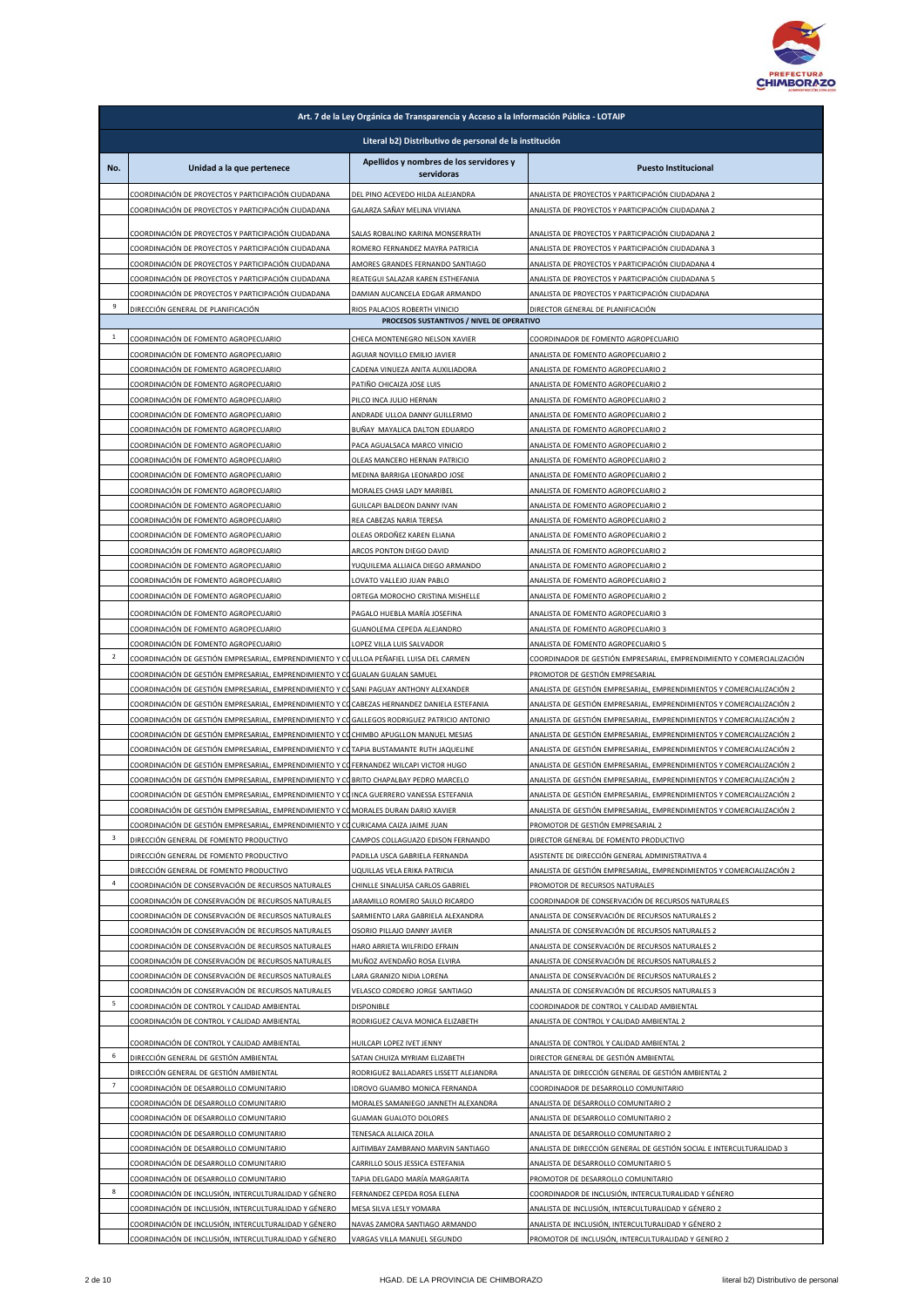| Art. 7 de la Ley Orgánica de Transparencia y Acceso a la Información Pública - LOTAIP | | | |
|---|---|---|---|
| Literal b2) Distributivo de personal de la institución | | | |
| No. | Unidad a la que pertenece | Apellidos y nombres de los servidores y servidoras | Puesto Institucional |
| | COORDINACIÓN DE PROYECTOS Y PARTICIPACIÓN CIUDADANA | DEL PINO ACEVEDO HILDA ALEJANDRA | ANALISTA DE PROYECTOS Y PARTICIPACIÓN CIUDADANA 2 |
| | COORDINACIÓN DE PROYECTOS Y PARTICIPACIÓN CIUDADANA | GALARZA SAÑAY MELINA VIVIANA | ANALISTA DE PROYECTOS Y PARTICIPACIÓN CIUDADANA 2 |
| | COORDINACIÓN DE PROYECTOS Y PARTICIPACIÓN CIUDADANA | SALAS ROBALINO KARINA MONSERRATH | ANALISTA DE PROYECTOS Y PARTICIPACIÓN CIUDADANA 2 |
| | COORDINACIÓN DE PROYECTOS Y PARTICIPACIÓN CIUDADANA | ROMERO FERNANDEZ MAYRA PATRICIA | ANALISTA DE PROYECTOS Y PARTICIPACIÓN CIUDADANA 3 |
| | COORDINACIÓN DE PROYECTOS Y PARTICIPACIÓN CIUDADANA | AMORES GRANDES FERNANDO SANTIAGO | ANALISTA DE PROYECTOS Y PARTICIPACIÓN CIUDADANA 4 |
| | COORDINACIÓN DE PROYECTOS Y PARTICIPACIÓN CIUDADANA | REATEGUI SALAZAR KAREN ESTHEFANIA | ANALISTA DE PROYECTOS Y PARTICIPACIÓN CIUDADANA 5 |
| | COORDINACIÓN DE PROYECTOS Y PARTICIPACIÓN CIUDADANA | DAMIAN AUCANCELA EDGAR ARMANDO | ANALISTA DE PROYECTOS Y PARTICIPACIÓN CIUDADANA |
| 9 | DIRECCIÓN GENERAL DE PLANIFICACIÓN | RIOS PALACIOS ROBERTH VINICIO | DIRECTOR GENERAL DE PLANIFICACIÓN |
| PROCESOS SUSTANTIVOS / NIVEL DE OPERATIVO | | | |
| 1 | COORDINACIÓN DE FOMENTO AGROPECUARIO | CHECA MONTENEGRO NELSON XAVIER | COORDINADOR DE FOMENTO AGROPECUARIO |
| | COORDINACIÓN DE FOMENTO AGROPECUARIO | AGUIAR NOVILLO EMILIO JAVIER | ANALISTA DE FOMENTO AGROPECUARIO 2 |
| | COORDINACIÓN DE FOMENTO AGROPECUARIO | CADENA VINUEZA ANITA AUXILIADORA | ANALISTA DE FOMENTO AGROPECUARIO 2 |
| | COORDINACIÓN DE FOMENTO AGROPECUARIO | PATIÑO CHICAIZA JOSE LUIS | ANALISTA DE FOMENTO AGROPECUARIO 2 |
| | COORDINACIÓN DE FOMENTO AGROPECUARIO | PILCO INCA JULIO HERNAN | ANALISTA DE FOMENTO AGROPECUARIO 2 |
| | COORDINACIÓN DE FOMENTO AGROPECUARIO | ANDRADE ULLOA DANNY GUILLERMO | ANALISTA DE FOMENTO AGROPECUARIO 2 |
| | COORDINACIÓN DE FOMENTO AGROPECUARIO | BUÑAY MAYALICA DALTON EDUARDO | ANALISTA DE FOMENTO AGROPECUARIO 2 |
| | COORDINACIÓN DE FOMENTO AGROPECUARIO | PACA AGUALSACA MARCO VINICIO | ANALISTA DE FOMENTO AGROPECUARIO 2 |
| | COORDINACIÓN DE FOMENTO AGROPECUARIO | OLEAS MANCERO HERNAN PATRICIO | ANALISTA DE FOMENTO AGROPECUARIO 2 |
| | COORDINACIÓN DE FOMENTO AGROPECUARIO | MEDINA BARRIGA LEONARDO JOSE | ANALISTA DE FOMENTO AGROPECUARIO 2 |
| | COORDINACIÓN DE FOMENTO AGROPECUARIO | MORALES CHASI LADY MARIBEL | ANALISTA DE FOMENTO AGROPECUARIO 2 |
| | COORDINACIÓN DE FOMENTO AGROPECUARIO | GUILCAPI BALDEON DANNY IVAN | ANALISTA DE FOMENTO AGROPECUARIO 2 |
| | COORDINACIÓN DE FOMENTO AGROPECUARIO | REA CABEZAS NARIA TERESA | ANALISTA DE FOMENTO AGROPECUARIO 2 |
| | COORDINACIÓN DE FOMENTO AGROPECUARIO | OLEAS ORDOÑEZ KAREN ELIANA | ANALISTA DE FOMENTO AGROPECUARIO 2 |
| | COORDINACIÓN DE FOMENTO AGROPECUARIO | ARCOS PONTON DIEGO DAVID | ANALISTA DE FOMENTO AGROPECUARIO 2 |
| | COORDINACIÓN DE FOMENTO AGROPECUARIO | YUQUILEMA ALLIAICA DIEGO ARMANDO | ANALISTA DE FOMENTO AGROPECUARIO 2 |
| | COORDINACIÓN DE FOMENTO AGROPECUARIO | LOVATO VALLEJO JUAN PABLO | ANALISTA DE FOMENTO AGROPECUARIO 2 |
| | COORDINACIÓN DE FOMENTO AGROPECUARIO | ORTEGA MOROCHO CRISTINA MISHELLE | ANALISTA DE FOMENTO AGROPECUARIO 2 |
| | COORDINACIÓN DE FOMENTO AGROPECUARIO | PAGALO HUEBLA MARÍA JOSEFINA | ANALISTA DE FOMENTO AGROPECUARIO 3 |
| | COORDINACIÓN DE FOMENTO AGROPECUARIO | GUANOLEMA CEPEDA ALEJANDRO | ANALISTA DE FOMENTO AGROPECUARIO 3 |
| | COORDINACIÓN DE FOMENTO AGROPECUARIO | LOPEZ VILLA LUIS SALVADOR | ANALISTA DE FOMENTO AGROPECUARIO 5 |
| 2 | COORDINACIÓN DE GESTIÓN EMPRESARIAL, EMPRENDIMIENTO Y CO | ULLOA PEÑAFIEL LUISA DEL CARMEN | COORDINADOR DE GESTIÓN EMPRESARIAL, EMPRENDIMIENTO Y COMERCIALIZACIÓN |
| | COORDINACIÓN DE GESTIÓN EMPRESARIAL, EMPRENDIMIENTO Y CO | GUALAN GUALAN SAMUEL | PROMOTOR DE GESTIÓN EMPRESARIAL |
| | COORDINACIÓN DE GESTIÓN EMPRESARIAL, EMPRENDIMIENTO Y CO | SANI PAGUAY ANTHONY ALEXANDER | ANALISTA DE GESTIÓN EMPRESARIAL, EMPRENDIMIENTOS Y COMERCIALIZACIÓN 2 |
| | COORDINACIÓN DE GESTIÓN EMPRESARIAL, EMPRENDIMIENTO Y CO | CABEZAS HERNANDEZ DANIELA ESTEFANIA | ANALISTA DE GESTIÓN EMPRESARIAL, EMPRENDIMIENTOS Y COMERCIALIZACIÓN 2 |
| | COORDINACIÓN DE GESTIÓN EMPRESARIAL, EMPRENDIMIENTO Y CO | GALLEGOS RODRIGUEZ PATRICIO ANTONIO | ANALISTA DE GESTIÓN EMPRESARIAL, EMPRENDIMIENTOS Y COMERCIALIZACIÓN 2 |
| | COORDINACIÓN DE GESTIÓN EMPRESARIAL, EMPRENDIMIENTO Y CO | CHIMBO APUGLLON MANUEL MESIAS | ANALISTA DE GESTIÓN EMPRESARIAL, EMPRENDIMIENTOS Y COMERCIALIZACIÓN 2 |
| | COORDINACIÓN DE GESTIÓN EMPRESARIAL, EMPRENDIMIENTO Y CO | TAPIA BUSTAMANTE RUTH JAQUELINE | ANALISTA DE GESTIÓN EMPRESARIAL, EMPRENDIMIENTOS Y COMERCIALIZACIÓN 2 |
| | COORDINACIÓN DE GESTIÓN EMPRESARIAL, EMPRENDIMIENTO Y CO | FERNANDEZ WILCAPI VICTOR HUGO | ANALISTA DE GESTIÓN EMPRESARIAL, EMPRENDIMIENTOS Y COMERCIALIZACIÓN 2 |
| | COORDINACIÓN DE GESTIÓN EMPRESARIAL, EMPRENDIMIENTO Y CO | BRITO CHAPALBAY PEDRO MARCELO | ANALISTA DE GESTIÓN EMPRESARIAL, EMPRENDIMIENTOS Y COMERCIALIZACIÓN 2 |
| | COORDINACIÓN DE GESTIÓN EMPRESARIAL, EMPRENDIMIENTO Y CO | INCA GUERRERO VANESSA ESTEFANIA | ANALISTA DE GESTIÓN EMPRESARIAL, EMPRENDIMIENTOS Y COMERCIALIZACIÓN 2 |
| | COORDINACIÓN DE GESTIÓN EMPRESARIAL, EMPRENDIMIENTO Y CO | MORALES DURAN DARIO XAVIER | ANALISTA DE GESTIÓN EMPRESARIAL, EMPRENDIMIENTOS Y COMERCIALIZACIÓN 2 |
| | COORDINACIÓN DE GESTIÓN EMPRESARIAL, EMPRENDIMIENTO Y CO | CURICAMA CAIZA JAIME JUAN | PROMOTOR DE GESTIÓN EMPRESARIAL 2 |
| 3 | DIRECCIÓN GENERAL DE FOMENTO PRODUCTIVO | CAMPOS COLLAGUAZO EDISON FERNANDO | DIRECTOR GENERAL DE FOMENTO PRODUCTIVO |
| | DIRECCIÓN GENERAL DE FOMENTO PRODUCTIVO | PADILLA USCA GABRIELA FERNANDA | ASISTENTE DE DIRECCIÓN GENERAL ADMINISTRATIVA 4 |
| | DIRECCIÓN GENERAL DE FOMENTO PRODUCTIVO | UQUILLAS VELA ERIKA PATRICIA | ANALISTA DE GESTIÓN EMPRESARIAL, EMPRENDIMIENTOS Y COMERCIALIZACIÓN 2 |
| 4 | COORDINACIÓN DE CONSERVACIÓN DE RECURSOS NATURALES | CHINLLE SINALUISA CARLOS GABRIEL | PROMOTOR DE RECURSOS NATURALES |
| | COORDINACIÓN DE CONSERVACIÓN DE RECURSOS NATURALES | JARAMILLO ROMERO SAULO RICARDO | COORDINADOR DE CONSERVACIÓN DE RECURSOS NATURALES |
| | COORDINACIÓN DE CONSERVACIÓN DE RECURSOS NATURALES | SARMIENTO LARA GABRIELA ALEXANDRA | ANALISTA DE CONSERVACIÓN DE RECURSOS NATURALES 2 |
| | COORDINACIÓN DE CONSERVACIÓN DE RECURSOS NATURALES | OSORIO PILLAJO DANNY JAVIER | ANALISTA DE CONSERVACIÓN DE RECURSOS NATURALES 2 |
| | COORDINACIÓN DE CONSERVACIÓN DE RECURSOS NATURALES | HARO ARRIETA WILFRIDO EFRAIN | ANALISTA DE CONSERVACIÓN DE RECURSOS NATURALES 2 |
| | COORDINACIÓN DE CONSERVACIÓN DE RECURSOS NATURALES | MUÑOZ AVENDAÑO ROSA ELVIRA | ANALISTA DE CONSERVACIÓN DE RECURSOS NATURALES 2 |
| | COORDINACIÓN DE CONSERVACIÓN DE RECURSOS NATURALES | LARA GRANIZO NIDIA LORENA | ANALISTA DE CONSERVACIÓN DE RECURSOS NATURALES 2 |
| | COORDINACIÓN DE CONSERVACIÓN DE RECURSOS NATURALES | VELASCO CORDERO JORGE SANTIAGO | ANALISTA DE CONSERVACIÓN DE RECURSOS NATURALES 3 |
| 5 | COORDINACIÓN DE CONTROL Y CALIDAD AMBIENTAL | DISPONIBLE | COORDINADOR DE CONTROL Y CALIDAD AMBIENTAL |
| | COORDINACIÓN DE CONTROL Y CALIDAD AMBIENTAL | RODRIGUEZ CALVA MONICA ELIZABETH | ANALISTA DE CONTROL Y CALIDAD AMBIENTAL 2 |
| | COORDINACIÓN DE CONTROL Y CALIDAD AMBIENTAL | HUILCAPI LOPEZ IVET JENNY | ANALISTA DE CONTROL Y CALIDAD AMBIENTAL 2 |
| 6 | DIRECCIÓN GENERAL DE GESTIÓN AMBIENTAL | SATAN CHUIZA MYRIAM ELIZABETH | DIRECTOR GENERAL DE GESTIÓN AMBIENTAL |
| | DIRECCIÓN GENERAL DE GESTIÓN AMBIENTAL | RODRIGUEZ BALLADARES LISSETT ALEJANDRA | ANALISTA DE DIRECCIÓN GENERAL DE GESTIÓN AMBIENTAL 2 |
| 7 | COORDINACIÓN DE DESARROLLO COMUNITARIO | IDROVO GUAMBO MONICA FERNANDA | COORDINADOR DE DESARROLLO COMUNITARIO |
| | COORDINACIÓN DE DESARROLLO COMUNITARIO | MORALES SAMANIEGO JANNETH ALEXANDRA | ANALISTA DE DESARROLLO COMUNITARIO 2 |
| | COORDINACIÓN DE DESARROLLO COMUNITARIO | GUAMAN GUALOTO DOLORES | ANALISTA DE DESARROLLO COMUNITARIO 2 |
| | COORDINACIÓN DE DESARROLLO COMUNITARIO | TENESACA ALLAICA ZOILA | ANALISTA DE DESARROLLO COMUNITARIO 2 |
| | COORDINACIÓN DE DESARROLLO COMUNITARIO | AJITIMBAY ZAMBRANO MARVIN SANTIAGO | ANALISTA DE DIRECCIÓN GENERAL DE GESTIÓN SOCIAL E INTERCULTURALIDAD 3 |
| | COORDINACIÓN DE DESARROLLO COMUNITARIO | CARRILLO SOLIS JESSICA ESTEFANIA | ANALISTA DE DESARROLLO COMUNITARIO 5 |
| | COORDINACIÓN DE DESARROLLO COMUNITARIO | TAPIA DELGADO MARÍA MARGARITA | PROMOTOR DE DESARROLLO COMUNITARIO |
| 8 | COORDINACIÓN DE INCLUSIÓN, INTERCULTURALIDAD Y GÉNERO | FERNANDEZ CEPEDA ROSA ELENA | COORDINADOR DE INCLUSIÓN, INTERCULTURALIDAD Y GÉNERO |
| | COORDINACIÓN DE INCLUSIÓN, INTERCULTURALIDAD Y GÉNERO | MESA SILVA LESLY YOMARA | ANALISTA DE INCLUSIÓN, INTERCULTURALIDAD Y GÉNERO 2 |
| | COORDINACIÓN DE INCLUSIÓN, INTERCULTURALIDAD Y GÉNERO | NAVAS ZAMORA SANTIAGO ARMANDO | ANALISTA DE INCLUSIÓN, INTERCULTURALIDAD Y GÉNERO 2 |
| | COORDINACIÓN DE INCLUSIÓN, INTERCULTURALIDAD Y GÉNERO | VARGAS VILLA MANUEL SEGUNDO | PROMOTOR DE INCLUSIÓN, INTERCULTURALIDAD Y GENERO 2 |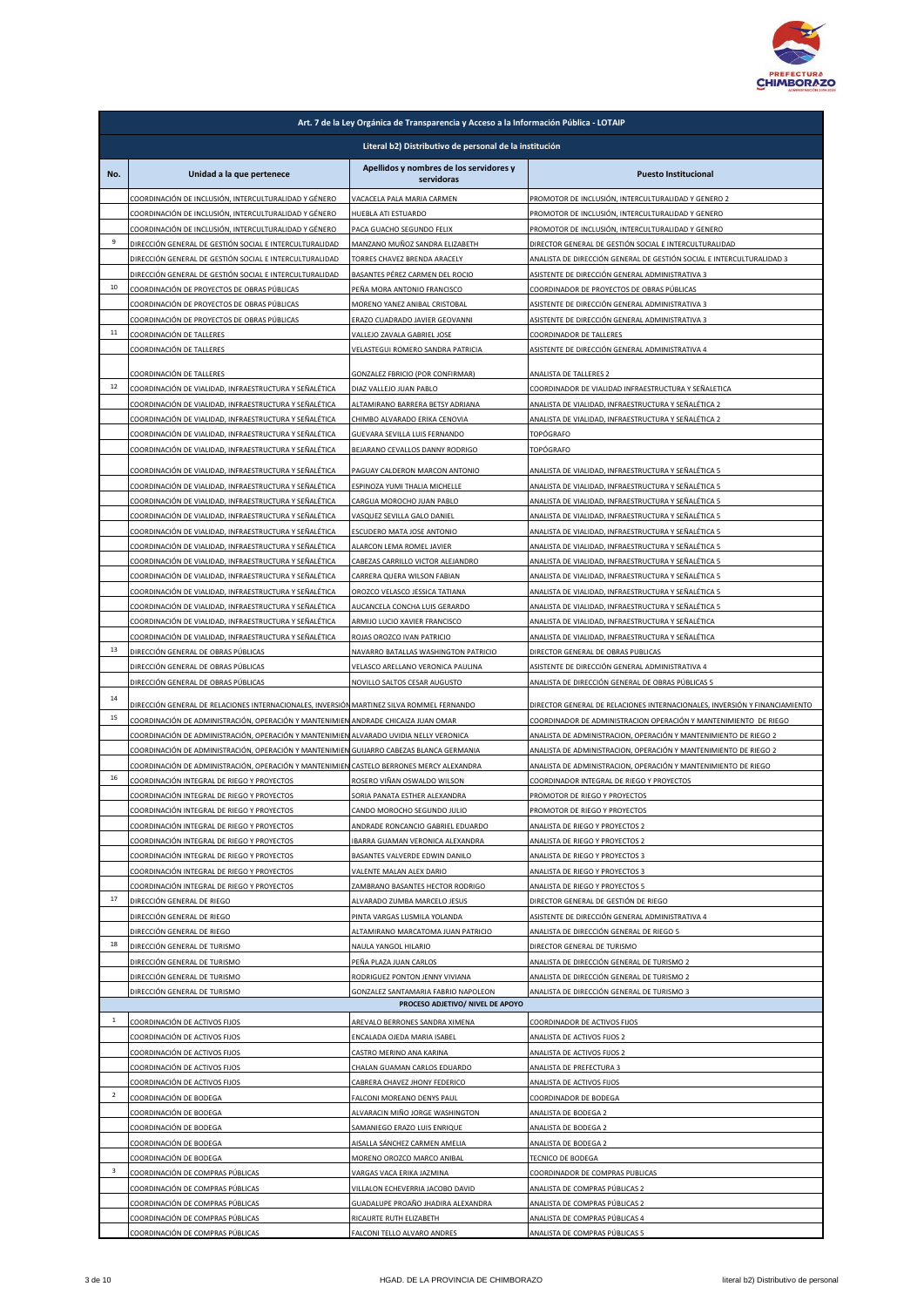| Art. 7 de la Ley Orgánica de Transparencia y Acceso a la Información Pública - LOTAIP | | | |
|---|---|---|---|
| **Literal b2) Distributivo de personal de la institución** | | | |
| **No.** | **Unidad a la que pertenece** | **Apellidos y nombres de los servidores y servidoras** | **Puesto Institucional** |
| | COORDINACIÓN DE INCLUSIÓN, INTERCULTURALIDAD Y GÉNERO | VACACELA PALA MARIA CARMEN | PROMOTOR DE INCLUSIÓN, INTERCULTURALIDAD Y GENERO 2 |
| | COORDINACIÓN DE INCLUSIÓN, INTERCULTURALIDAD Y GÉNERO | HUEBLA ATI ESTUARDO | PROMOTOR DE INCLUSIÓN, INTERCULTURALIDAD Y GENERO |
| | COORDINACIÓN DE INCLUSIÓN, INTERCULTURALIDAD Y GÉNERO | PACA GUACHO SEGUNDO FELIX | PROMOTOR DE INCLUSIÓN, INTERCULTURALIDAD Y GENERO |
| 9 | DIRECCIÓN GENERAL DE GESTIÓN SOCIAL E INTERCULTURALIDAD | MANZANO MUÑOZ SANDRA ELIZABETH | DIRECTOR GENERAL DE GESTIÓN SOCIAL E INTERCULTURALIDAD |
| | DIRECCIÓN GENERAL DE GESTIÓN SOCIAL E INTERCULTURALIDAD | TORRES CHAVEZ BRENDA ARACELY | ANALISTA DE DIRECCIÓN GENERAL DE GESTIÓN SOCIAL E INTERCULTURALIDAD 3 |
| | DIRECCIÓN GENERAL DE GESTIÓN SOCIAL E INTERCULTURALIDAD | BASANTES PÉREZ CARMEN DEL ROCIO | ASISTENTE DE DIRECCIÓN GENERAL ADMINISTRATIVA 3 |
| 10 | COORDINACIÓN DE PROYECTOS DE OBRAS PÚBLICAS | PEÑA MORA ANTONIO FRANCISCO | COORDINADOR DE PROYECTOS DE OBRAS PÚBLICAS |
| | COORDINACIÓN DE PROYECTOS DE OBRAS PÚBLICAS | MORENO YANEZ ANIBAL CRISTOBAL | ASISTENTE DE DIRECCIÓN GENERAL ADMINISTRATIVA 3 |
| | COORDINACIÓN DE PROYECTOS DE OBRAS PÚBLICAS | ERAZO CUADRADO JAVIER GEOVANNI | ASISTENTE DE DIRECCIÓN GENERAL ADMINISTRATIVA 3 |
| 11 | COORDINACIÓN DE TALLERES | VALLEJO ZAVALA GABRIEL JOSE | COORDINADOR DE TALLERES |
| | COORDINACIÓN DE TALLERES | VELASTEGUI ROMERO SANDRA PATRICIA | ASISTENTE DE DIRECCIÓN GENERAL ADMINISTRATIVA 4 |
| | COORDINACIÓN DE TALLERES | GONZALEZ FBRICIO (POR CONFIRMAR) | ANALISTA DE TALLERES 2 |
| 12 | COORDINACIÓN DE VIALIDAD, INFRAESTRUCTURA Y SEÑALÉTICA | DIAZ VALLEJO JUAN PABLO | COORDINADOR DE VIALIDAD INFRAESTRUCTURA Y SEÑALETICA |
| | COORDINACIÓN DE VIALIDAD, INFRAESTRUCTURA Y SEÑALÉTICA | ALTAMIRANO BARRERA BETSY ADRIANA | ANALISTA DE VIALIDAD, INFRAESTRUCTURA Y SEÑALÉTICA 2 |
| | COORDINACIÓN DE VIALIDAD, INFRAESTRUCTURA Y SEÑALÉTICA | CHIMBO ALVARADO ERIKA CENOVIA | ANALISTA DE VIALIDAD, INFRAESTRUCTURA Y SEÑALÉTICA 2 |
| | COORDINACIÓN DE VIALIDAD, INFRAESTRUCTURA Y SEÑALÉTICA | GUEVARA SEVILLA LUIS FERNANDO | TOPÓGRAFO |
| | COORDINACIÓN DE VIALIDAD, INFRAESTRUCTURA Y SEÑALÉTICA | BEJARANO CEVALLOS DANNY RODRIGO | TOPÓGRAFO |
| | COORDINACIÓN DE VIALIDAD, INFRAESTRUCTURA Y SEÑALÉTICA | PAGUAY CALDERON MARCON ANTONIO | ANALISTA DE VIALIDAD, INFRAESTRUCTURA Y SEÑALÉTICA 5 |
| | COORDINACIÓN DE VIALIDAD, INFRAESTRUCTURA Y SEÑALÉTICA | ESPINOZA YUMI THALIA MICHELLE | ANALISTA DE VIALIDAD, INFRAESTRUCTURA Y SEÑALÉTICA 5 |
| | COORDINACIÓN DE VIALIDAD, INFRAESTRUCTURA Y SEÑALÉTICA | CARGUA MOROCHO JUAN PABLO | ANALISTA DE VIALIDAD, INFRAESTRUCTURA Y SEÑALÉTICA 5 |
| | COORDINACIÓN DE VIALIDAD, INFRAESTRUCTURA Y SEÑALÉTICA | VASQUEZ SEVILLA GALO DANIEL | ANALISTA DE VIALIDAD, INFRAESTRUCTURA Y SEÑALÉTICA 5 |
| | COORDINACIÓN DE VIALIDAD, INFRAESTRUCTURA Y SEÑALÉTICA | ESCUDERO MATA JOSE ANTONIO | ANALISTA DE VIALIDAD, INFRAESTRUCTURA Y SEÑALÉTICA 5 |
| | COORDINACIÓN DE VIALIDAD, INFRAESTRUCTURA Y SEÑALÉTICA | ALARCON LEMA ROMEL JAVIER | ANALISTA DE VIALIDAD, INFRAESTRUCTURA Y SEÑALÉTICA 5 |
| | COORDINACIÓN DE VIALIDAD, INFRAESTRUCTURA Y SEÑALÉTICA | CABEZAS CARRILLO VICTOR ALEJANDRO | ANALISTA DE VIALIDAD, INFRAESTRUCTURA Y SEÑALÉTICA 5 |
| | COORDINACIÓN DE VIALIDAD, INFRAESTRUCTURA Y SEÑALÉTICA | CARRERA QUERA WILSON FABIAN | ANALISTA DE VIALIDAD, INFRAESTRUCTURA Y SEÑALÉTICA 5 |
| | COORDINACIÓN DE VIALIDAD, INFRAESTRUCTURA Y SEÑALÉTICA | OROZCO VELASCO JESSICA TATIANA | ANALISTA DE VIALIDAD, INFRAESTRUCTURA Y SEÑALÉTICA 5 |
| | COORDINACIÓN DE VIALIDAD, INFRAESTRUCTURA Y SEÑALÉTICA | AUCANCELA CONCHA LUIS GERARDO | ANALISTA DE VIALIDAD, INFRAESTRUCTURA Y SEÑALÉTICA 5 |
| | COORDINACIÓN DE VIALIDAD, INFRAESTRUCTURA Y SEÑALÉTICA | ARMIJO LUCIO XAVIER FRANCISCO | ANALISTA DE VIALIDAD, INFRAESTRUCTURA Y SEÑALÉTICA |
| | COORDINACIÓN DE VIALIDAD, INFRAESTRUCTURA Y SEÑALÉTICA | ROJAS OROZCO IVAN PATRICIO | ANALISTA DE VIALIDAD, INFRAESTRUCTURA Y SEÑALÉTICA |
| 13 | DIRECCIÓN GENERAL DE OBRAS PÚBLICAS | NAVARRO BATALLAS WASHINGTON PATRICIO | DIRECTOR GENERAL DE OBRAS PUBLICAS |
| | DIRECCIÓN GENERAL DE OBRAS PÚBLICAS | VELASCO ARELLANO VERONICA PAULINA | ASISTENTE DE DIRECCIÓN GENERAL ADMINISTRATIVA 4 |
| | DIRECCIÓN GENERAL DE OBRAS PÚBLICAS | NOVILLO SALTOS CESAR AUGUSTO | ANALISTA DE DIRECCIÓN GENERAL DE OBRAS PÚBLICAS 5 |
| 14 | DIRECCIÓN GENERAL DE RELACIONES INTERNACIONALES, INVERSIÓN | MARTINEZ SILVA ROMMEL FERNANDO | DIRECTOR GENERAL DE RELACIONES INTERNACIONALES, INVERSIÓN Y FINANCIAMIENTO |
| 15 | COORDINACIÓN DE ADMINISTRACIÓN, OPERACIÓN Y MANTENIMIEN | ANDRADE CHICAIZA JUAN OMAR | COORDINADOR DE ADMINISTRACION OPERACIÓN Y MANTENIMIENTO DE RIEGO |
| | COORDINACIÓN DE ADMINISTRACIÓN, OPERACIÓN Y MANTENIMIEN | ALVARADO UVIDIA NELLY VERONICA | ANALISTA DE ADMINISTRACION, OPERACIÓN Y MANTENIMIENTO DE RIEGO 2 |
| | COORDINACIÓN DE ADMINISTRACIÓN, OPERACIÓN Y MANTENIMIEN | GUIJARRO CABEZAS BLANCA GERMANIA | ANALISTA DE ADMINISTRACION, OPERACIÓN Y MANTENIMIENTO DE RIEGO 2 |
| | COORDINACIÓN DE ADMINISTRACIÓN, OPERACIÓN Y MANTENIMIEN | CASTELO BERRONES MERCY ALEXANDRA | ANALISTA DE ADMINISTRACION, OPERACIÓN Y MANTENIMIENTO DE RIEGO |
| 16 | COORDINACIÓN INTEGRAL DE RIEGO Y PROYECTOS | ROSERO VIÑAN OSWALDO WILSON | COORDINADOR INTEGRAL DE RIEGO Y PROYECTOS |
| | COORDINACIÓN INTEGRAL DE RIEGO Y PROYECTOS | SORIA PANATA ESTHER ALEXANDRA | PROMOTOR DE RIEGO Y PROYECTOS |
| | COORDINACIÓN INTEGRAL DE RIEGO Y PROYECTOS | CANDO MOROCHO SEGUNDO JULIO | PROMOTOR DE RIEGO Y PROYECTOS |
| | COORDINACIÓN INTEGRAL DE RIEGO Y PROYECTOS | ANDRADE RONCANCIO GABRIEL EDUARDO | ANALISTA DE RIEGO Y PROYECTOS 2 |
| | COORDINACIÓN INTEGRAL DE RIEGO Y PROYECTOS | IBARRA GUAMAN VERONICA ALEXANDRA | ANALISTA DE RIEGO Y PROYECTOS 2 |
| | COORDINACIÓN INTEGRAL DE RIEGO Y PROYECTOS | BASANTES VALVERDE EDWIN DANILO | ANALISTA DE RIEGO Y PROYECTOS 3 |
| | COORDINACIÓN INTEGRAL DE RIEGO Y PROYECTOS | VALENTE MALAN ALEX DARIO | ANALISTA DE RIEGO Y PROYECTOS 3 |
| | COORDINACIÓN INTEGRAL DE RIEGO Y PROYECTOS | ZAMBRANO BASANTES HECTOR RODRIGO | ANALISTA DE RIEGO Y PROYECTOS 5 |
| 17 | DIRECCIÓN GENERAL DE RIEGO | ALVARADO ZUMBA MARCELO JESUS | DIRECTOR GENERAL DE GESTIÓN DE RIEGO |
| | DIRECCIÓN GENERAL DE RIEGO | PINTA VARGAS LUSMILA YOLANDA | ASISTENTE DE DIRECCIÓN GENERAL ADMINISTRATIVA 4 |
| | DIRECCIÓN GENERAL DE RIEGO | ALTAMIRANO MARCATOMA JUAN PATRICIO | ANALISTA DE DIRECCIÓN GENERAL DE RIEGO 5 |
| 18 | DIRECCIÓN GENERAL DE TURISMO | NAULA YANGOL HILARIO | DIRECTOR GENERAL DE TURISMO |
| | DIRECCIÓN GENERAL DE TURISMO | PEÑA PLAZA JUAN CARLOS | ANALISTA DE DIRECCIÓN GENERAL DE TURISMO 2 |
| | DIRECCIÓN GENERAL DE TURISMO | RODRIGUEZ PONTON JENNY VIVIANA | ANALISTA DE DIRECCIÓN GENERAL DE TURISMO 2 |
| | DIRECCIÓN GENERAL DE TURISMO | GONZALEZ SANTAMARIA FABRIO NAPOLEON | ANALISTA DE DIRECCIÓN GENERAL DE TURISMO 3 |
| **PROCESO ADJETIVO/ NIVEL DE APOYO** | | | |
| 1 | COORDINACIÓN DE ACTIVOS FIJOS | AREVALO BERRONES SANDRA XIMENA | COORDINADOR DE ACTIVOS FIJOS |
| | COORDINACIÓN DE ACTIVOS FIJOS | ENCALADA OJEDA MARIA ISABEL | ANALISTA DE ACTIVOS FIJOS 2 |
| | COORDINACIÓN DE ACTIVOS FIJOS | CASTRO MERINO ANA KARINA | ANALISTA DE ACTIVOS FIJOS 2 |
| | COORDINACIÓN DE ACTIVOS FIJOS | CHALAN GUAMAN CARLOS EDUARDO | ANALISTA DE PREFECTURA 3 |
| | COORDINACIÓN DE ACTIVOS FIJOS | CABRERA CHAVEZ JHONY FEDERICO | ANALISTA DE ACTIVOS FIJOS |
| 2 | COORDINACIÓN DE BODEGA | FALCONI MOREANO DENYS PAUL | COORDINADOR DE BODEGA |
| | COORDINACIÓN DE BODEGA | ALVARACIN MIÑO JORGE WASHINGTON | ANALISTA DE BODEGA 2 |
| | COORDINACIÓN DE BODEGA | SAMANIEGO ERAZO LUIS ENRIQUE | ANALISTA DE BODEGA 2 |
| | COORDINACIÓN DE BODEGA | AISALLA SÁNCHEZ CARMEN AMELIA | ANALISTA DE BODEGA 2 |
| | COORDINACIÓN DE BODEGA | MORENO OROZCO MARCO ANIBAL | TECNICO DE BODEGA |
| 3 | COORDINACIÓN DE COMPRAS PÚBLICAS | VARGAS VACA ERIKA JAZMINA | COORDINADOR DE COMPRAS PUBLICAS |
| | COORDINACIÓN DE COMPRAS PÚBLICAS | VILLALON ECHEVERRIA JACOBO DAVID | ANALISTA DE COMPRAS PÚBLICAS 2 |
| | COORDINACIÓN DE COMPRAS PÚBLICAS | GUADALUPE PROAÑO JHADIRA ALEXANDRA | ANALISTA DE COMPRAS PÚBLICAS 2 |
| | COORDINACIÓN DE COMPRAS PÚBLICAS | RICAURTE RUTH ELIZABETH | ANALISTA DE COMPRAS PÚBLICAS 4 |
| | COORDINACIÓN DE COMPRAS PÚBLICAS | FALCONI TELLO ALVARO ANDRES | ANALISTA DE COMPRAS PÚBLICAS 5 |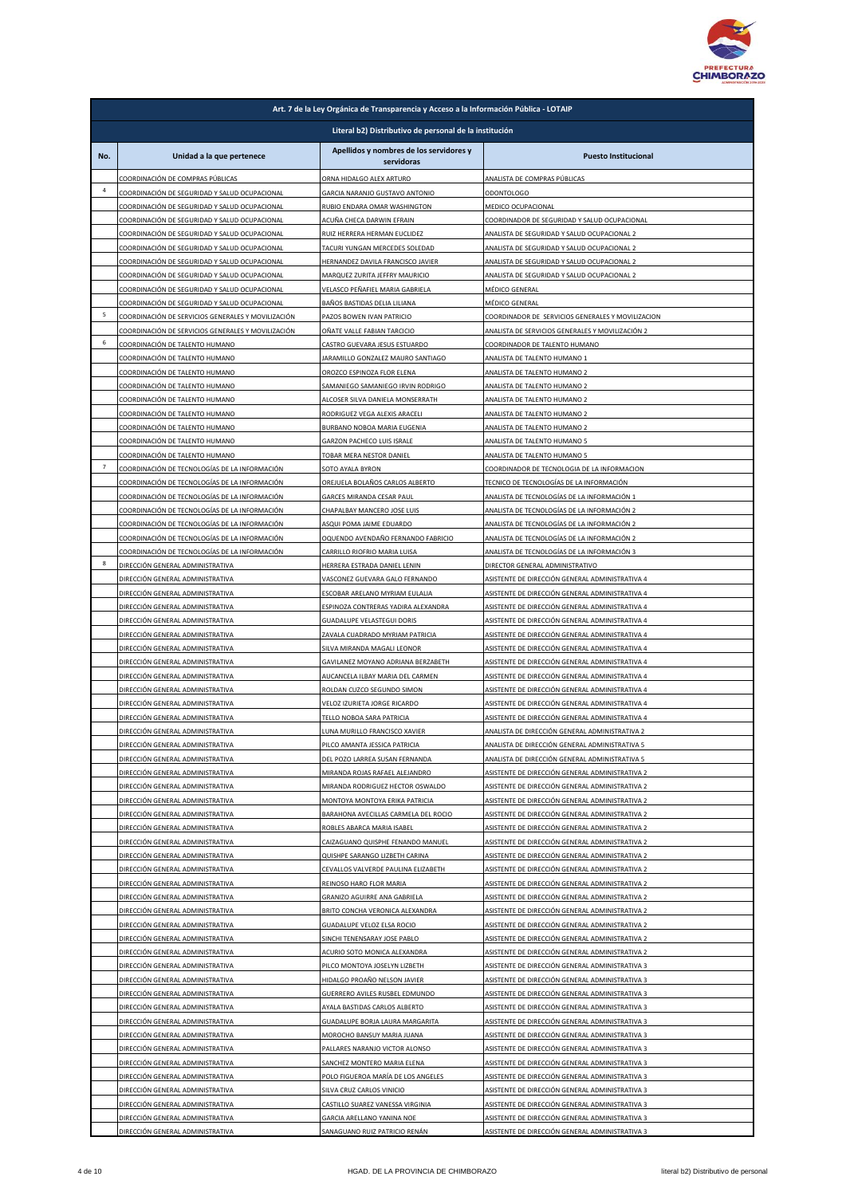| Art. 7 de la Ley Orgánica de Transparencia y Acceso a la Información Pública - LOTAIP | | | |
|---|---|---|---|
| Literal b2) Distributivo de personal de la institución | | | |
| No. | Unidad a la que pertenece | Apellidos y nombres de los servidores y servidoras | Puesto Institucional |
| | COORDINACIÓN DE COMPRAS PÚBLICAS | ORNA HIDALGO ALEX ARTURO | ANALISTA DE COMPRAS PÚBLICAS |
| 4 | COORDINACIÓN DE SEGURIDAD Y SALUD OCUPACIONAL | GARCIA NARANJO GUSTAVO ANTONIO | ODONTOLOGO |
| | COORDINACIÓN DE SEGURIDAD Y SALUD OCUPACIONAL | RUBIO ENDARA OMAR WASHINGTON | MEDICO OCUPACIONAL |
| | COORDINACIÓN DE SEGURIDAD Y SALUD OCUPACIONAL | ACUÑA CHECA DARWIN EFRAIN | COORDINADOR DE SEGURIDAD Y SALUD OCUPACIONAL |
| | COORDINACIÓN DE SEGURIDAD Y SALUD OCUPACIONAL | RUIZ HERRERA HERMAN EUCLIDEZ | ANALISTA DE SEGURIDAD Y SALUD OCUPACIONAL 2 |
| | COORDINACIÓN DE SEGURIDAD Y SALUD OCUPACIONAL | TACURI YUNGAN MERCEDES SOLEDAD | ANALISTA DE SEGURIDAD Y SALUD OCUPACIONAL 2 |
| | COORDINACIÓN DE SEGURIDAD Y SALUD OCUPACIONAL | HERNANDEZ DAVILA FRANCISCO JAVIER | ANALISTA DE SEGURIDAD Y SALUD OCUPACIONAL 2 |
| | COORDINACIÓN DE SEGURIDAD Y SALUD OCUPACIONAL | MARQUEZ ZURITA JEFFRY MAURICIO | ANALISTA DE SEGURIDAD Y SALUD OCUPACIONAL 2 |
| | COORDINACIÓN DE SEGURIDAD Y SALUD OCUPACIONAL | VELASCO PEÑAFIEL MARIA GABRIELA | MÉDICO GENERAL |
| | COORDINACIÓN DE SEGURIDAD Y SALUD OCUPACIONAL | BAÑOS BASTIDAS DELIA LILIANA | MÉDICO GENERAL |
| 5 | COORDINACIÓN DE SERVICIOS GENERALES Y MOVILIZACIÓN | PAZOS BOWEN IVAN PATRICIO | COORDINADOR DE SERVICIOS GENERALES Y MOVILIZACION |
| | COORDINACIÓN DE SERVICIOS GENERALES Y MOVILIZACIÓN | OÑATE VALLE FABIAN TARCICIO | ANALISTA DE SERVICIOS GENERALES Y MOVILIZACIÓN 2 |
| 6 | COORDINACIÓN DE TALENTO HUMANO | CASTRO GUEVARA JESUS ESTUARDO | COORDINADOR DE TALENTO HUMANO |
| | COORDINACIÓN DE TALENTO HUMANO | JARAMILLO GONZALEZ MAURO SANTIAGO | ANALISTA DE TALENTO HUMANO 1 |
| | COORDINACIÓN DE TALENTO HUMANO | OROZCO ESPINOZA FLOR ELENA | ANALISTA DE TALENTO HUMANO 2 |
| | COORDINACIÓN DE TALENTO HUMANO | SAMANIEGO SAMANIEGO IRVIN RODRIGO | ANALISTA DE TALENTO HUMANO 2 |
| | COORDINACIÓN DE TALENTO HUMANO | ALCOSER SILVA DANIELA MONSERRATH | ANALISTA DE TALENTO HUMANO 2 |
| | COORDINACIÓN DE TALENTO HUMANO | RODRIGUEZ VEGA ALEXIS ARACELI | ANALISTA DE TALENTO HUMANO 2 |
| | COORDINACIÓN DE TALENTO HUMANO | BURBANO NOBOA MARIA EUGENIA | ANALISTA DE TALENTO HUMANO 2 |
| | COORDINACIÓN DE TALENTO HUMANO | GARZON PACHECO LUIS ISRALE | ANALISTA DE TALENTO HUMANO 5 |
| | COORDINACIÓN DE TALENTO HUMANO | TOBAR MERA NESTOR DANIEL | ANALISTA DE TALENTO HUMANO 5 |
| 7 | COORDINACIÓN DE TECNOLOGÍAS DE LA INFORMACIÓN | SOTO AYALA BYRON | COORDINADOR DE TECNOLOGIA DE LA INFORMACION |
| | COORDINACIÓN DE TECNOLOGÍAS DE LA INFORMACIÓN | OREJUELA BOLAÑOS CARLOS ALBERTO | TECNICO DE TECNOLOGÍAS DE LA INFORMACIÓN |
| | COORDINACIÓN DE TECNOLOGÍAS DE LA INFORMACIÓN | GARCES MIRANDA CESAR PAUL | ANALISTA DE TECNOLOGÍAS DE LA INFORMACIÓN 1 |
| | COORDINACIÓN DE TECNOLOGÍAS DE LA INFORMACIÓN | CHAPALBAY MANCERO JOSE LUIS | ANALISTA DE TECNOLOGÍAS DE LA INFORMACIÓN 2 |
| | COORDINACIÓN DE TECNOLOGÍAS DE LA INFORMACIÓN | ASQUI POMA JAIME EDUARDO | ANALISTA DE TECNOLOGÍAS DE LA INFORMACIÓN 2 |
| | COORDINACIÓN DE TECNOLOGÍAS DE LA INFORMACIÓN | OQUENDO AVENDAÑO FERNANDO FABRICIO | ANALISTA DE TECNOLOGÍAS DE LA INFORMACIÓN 2 |
| | COORDINACIÓN DE TECNOLOGÍAS DE LA INFORMACIÓN | CARRILLO RIOFRIO MARIA LUISA | ANALISTA DE TECNOLOGÍAS DE LA INFORMACIÓN 3 |
| 8 | DIRECCIÓN GENERAL ADMINISTRATIVA | HERRERA ESTRADA DANIEL LENIN | DIRECTOR GENERAL ADMINISTRATIVO |
| | DIRECCIÓN GENERAL ADMINISTRATIVA | VASCONEZ GUEVARA GALO FERNANDO | ASISTENTE DE DIRECCIÓN GENERAL ADMINISTRATIVA 4 |
| | DIRECCIÓN GENERAL ADMINISTRATIVA | ESCOBAR ARELANO MYRIAM EULALIA | ASISTENTE DE DIRECCIÓN GENERAL ADMINISTRATIVA 4 |
| | DIRECCIÓN GENERAL ADMINISTRATIVA | ESPINOZA CONTRERAS YADIRA ALEXANDRA | ASISTENTE DE DIRECCIÓN GENERAL ADMINISTRATIVA 4 |
| | DIRECCIÓN GENERAL ADMINISTRATIVA | GUADALUPE VELASTEGUI DORIS | ASISTENTE DE DIRECCIÓN GENERAL ADMINISTRATIVA 4 |
| | DIRECCIÓN GENERAL ADMINISTRATIVA | ZAVALA CUADRADO MYRIAM PATRICIA | ASISTENTE DE DIRECCIÓN GENERAL ADMINISTRATIVA 4 |
| | DIRECCIÓN GENERAL ADMINISTRATIVA | SILVA MIRANDA MAGALI LEONOR | ASISTENTE DE DIRECCIÓN GENERAL ADMINISTRATIVA 4 |
| | DIRECCIÓN GENERAL ADMINISTRATIVA | GAVILANEZ MOYANO ADRIANA BERZABETH | ASISTENTE DE DIRECCIÓN GENERAL ADMINISTRATIVA 4 |
| | DIRECCIÓN GENERAL ADMINISTRATIVA | AUCANCELA ILBAY MARIA DEL CARMEN | ASISTENTE DE DIRECCIÓN GENERAL ADMINISTRATIVA 4 |
| | DIRECCIÓN GENERAL ADMINISTRATIVA | ROLDAN CUZCO SEGUNDO SIMON | ASISTENTE DE DIRECCIÓN GENERAL ADMINISTRATIVA 4 |
| | DIRECCIÓN GENERAL ADMINISTRATIVA | VELOZ IZURIETA JORGE RICARDO | ASISTENTE DE DIRECCIÓN GENERAL ADMINISTRATIVA 4 |
| | DIRECCIÓN GENERAL ADMINISTRATIVA | TELLO NOBOA SARA PATRICIA | ASISTENTE DE DIRECCIÓN GENERAL ADMINISTRATIVA 4 |
| | DIRECCIÓN GENERAL ADMINISTRATIVA | LUNA MURILLO FRANCISCO XAVIER | ANALISTA DE DIRECCIÓN GENERAL ADMINISTRATIVA 2 |
| | DIRECCIÓN GENERAL ADMINISTRATIVA | PILCO AMANTA JESSICA PATRICIA | ANALISTA DE DIRECCIÓN GENERAL ADMINISTRATIVA 5 |
| | DIRECCIÓN GENERAL ADMINISTRATIVA | DEL POZO LARREA SUSAN FERNANDA | ANALISTA DE DIRECCIÓN GENERAL ADMINISTRATIVA 5 |
| | DIRECCIÓN GENERAL ADMINISTRATIVA | MIRANDA ROJAS RAFAEL ALEJANDRO | ASISTENTE DE DIRECCIÓN GENERAL ADMINISTRATIVA 2 |
| | DIRECCIÓN GENERAL ADMINISTRATIVA | MIRANDA RODRIGUEZ HECTOR OSWALDO | ASISTENTE DE DIRECCIÓN GENERAL ADMINISTRATIVA 2 |
| | DIRECCIÓN GENERAL ADMINISTRATIVA | MONTOYA MONTOYA ERIKA PATRICIA | ASISTENTE DE DIRECCIÓN GENERAL ADMINISTRATIVA 2 |
| | DIRECCIÓN GENERAL ADMINISTRATIVA | BARAHONA AVECILLAS CARMELA DEL ROCIO | ASISTENTE DE DIRECCIÓN GENERAL ADMINISTRATIVA 2 |
| | DIRECCIÓN GENERAL ADMINISTRATIVA | ROBLES ABARCA MARIA ISABEL | ASISTENTE DE DIRECCIÓN GENERAL ADMINISTRATIVA 2 |
| | DIRECCIÓN GENERAL ADMINISTRATIVA | CAIZAGUANO QUISPHE FENANDO MANUEL | ASISTENTE DE DIRECCIÓN GENERAL ADMINISTRATIVA 2 |
| | DIRECCIÓN GENERAL ADMINISTRATIVA | QUISHPE SARANGO LIZBETH CARINA | ASISTENTE DE DIRECCIÓN GENERAL ADMINISTRATIVA 2 |
| | DIRECCIÓN GENERAL ADMINISTRATIVA | CEVALLOS VALVERDE PAULINA ELIZABETH | ASISTENTE DE DIRECCIÓN GENERAL ADMINISTRATIVA 2 |
| | DIRECCIÓN GENERAL ADMINISTRATIVA | REINOSO HARO FLOR MARIA | ASISTENTE DE DIRECCIÓN GENERAL ADMINISTRATIVA 2 |
| | DIRECCIÓN GENERAL ADMINISTRATIVA | GRANIZO AGUIRRE ANA GABRIELA | ASISTENTE DE DIRECCIÓN GENERAL ADMINISTRATIVA 2 |
| | DIRECCIÓN GENERAL ADMINISTRATIVA | BRITO CONCHA VERONICA ALEXANDRA | ASISTENTE DE DIRECCIÓN GENERAL ADMINISTRATIVA 2 |
| | DIRECCIÓN GENERAL ADMINISTRATIVA | GUADALUPE VELOZ ELSA ROCIO | ASISTENTE DE DIRECCIÓN GENERAL ADMINISTRATIVA 2 |
| | DIRECCIÓN GENERAL ADMINISTRATIVA | SINCHI TENENSARAY JOSE PABLO | ASISTENTE DE DIRECCIÓN GENERAL ADMINISTRATIVA 2 |
| | DIRECCIÓN GENERAL ADMINISTRATIVA | ACURIO SOTO MONICA ALEXANDRA | ASISTENTE DE DIRECCIÓN GENERAL ADMINISTRATIVA 2 |
| | DIRECCIÓN GENERAL ADMINISTRATIVA | PILCO MONTOYA JOSELYN LIZBETH | ASISTENTE DE DIRECCIÓN GENERAL ADMINISTRATIVA 3 |
| | DIRECCIÓN GENERAL ADMINISTRATIVA | HIDALGO PROAÑO NELSON JAVIER | ASISTENTE DE DIRECCIÓN GENERAL ADMINISTRATIVA 3 |
| | DIRECCIÓN GENERAL ADMINISTRATIVA | GUERRERO AVILES RUSBEL EDMUNDO | ASISTENTE DE DIRECCIÓN GENERAL ADMINISTRATIVA 3 |
| | DIRECCIÓN GENERAL ADMINISTRATIVA | AYALA BASTIDAS CARLOS ALBERTO | ASISTENTE DE DIRECCIÓN GENERAL ADMINISTRATIVA 3 |
| | DIRECCIÓN GENERAL ADMINISTRATIVA | GUADALUPE BORJA LAURA MARGARITA | ASISTENTE DE DIRECCIÓN GENERAL ADMINISTRATIVA 3 |
| | DIRECCIÓN GENERAL ADMINISTRATIVA | MOROCHO BANSUY MARIA JUANA | ASISTENTE DE DIRECCIÓN GENERAL ADMINISTRATIVA 3 |
| | DIRECCIÓN GENERAL ADMINISTRATIVA | PALLARES NARANJO VICTOR ALONSO | ASISTENTE DE DIRECCIÓN GENERAL ADMINISTRATIVA 3 |
| | DIRECCIÓN GENERAL ADMINISTRATIVA | SANCHEZ MONTERO MARIA ELENA | ASISTENTE DE DIRECCIÓN GENERAL ADMINISTRATIVA 3 |
| | DIRECCIÓN GENERAL ADMINISTRATIVA | POLO FIGUEROA MARÍA DE LOS ANGELES | ASISTENTE DE DIRECCIÓN GENERAL ADMINISTRATIVA 3 |
| | DIRECCIÓN GENERAL ADMINISTRATIVA | SILVA CRUZ CARLOS VINICIO | ASISTENTE DE DIRECCIÓN GENERAL ADMINISTRATIVA 3 |
| | DIRECCIÓN GENERAL ADMINISTRATIVA | CASTILLO SUAREZ VANESSA VIRGINIA | ASISTENTE DE DIRECCIÓN GENERAL ADMINISTRATIVA 3 |
| | DIRECCIÓN GENERAL ADMINISTRATIVA | GARCIA ARELLANO YANINA NOE | ASISTENTE DE DIRECCIÓN GENERAL ADMINISTRATIVA 3 |
| | DIRECCIÓN GENERAL ADMINISTRATIVA | SANAGUANO RUIZ PATRICIO RENÁN | ASISTENTE DE DIRECCIÓN GENERAL ADMINISTRATIVA 3 |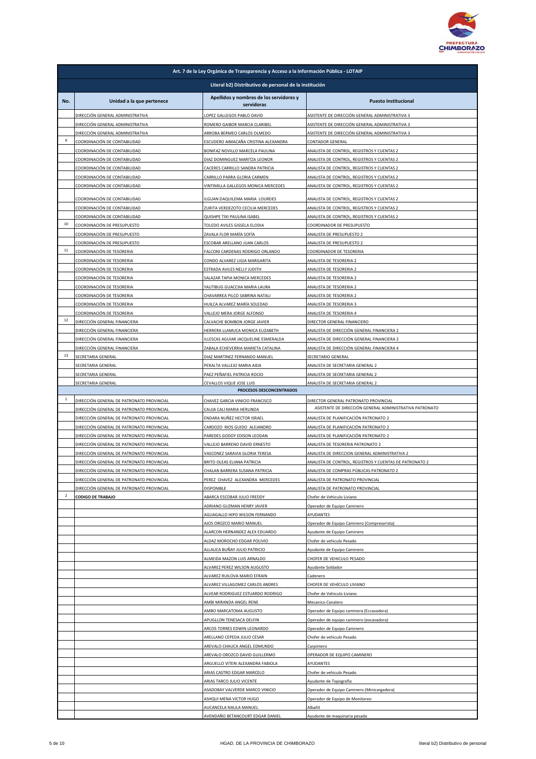| No. | Unidad a la que pertenece | Apellidos y nombres de los servidores y servidoras | Puesto Institucional |
|---|---|---|---|
| | DIRECCIÓN GENERAL ADMINISTRATIVA | LOPEZ GALLEGOS PABLO DAVID | ASISTENTE DE DIRECCIÓN GENERAL ADMINISTRATIVA 3 |
| | DIRECCIÓN GENERAL ADMINISTRATIVA | ROMERO GAIBOR MARCIA CLARIBEL | ASISTENTE DE DIRECCIÓN GENERAL ADMINISTRATIVA 3 |
| | DIRECCIÓN GENERAL ADMINISTRATIVA | ARROBA BERMEO CARLOS OLMEDO | ASISTENTE DE DIRECCIÓN GENERAL ADMINISTRATIVA 3 |
| 9 | COORDINACIÓN DE CONTABILIDAD | ESCUDERO AIMACAÑA CRISTINA ALEXANDRA | CONTADOR GENERAL |
| | COORDINACIÓN DE CONTABILIDAD | BONIFAZ NOVILLO MARCELA PAULINA | ANALISTA DE CONTROL, REGISTROS Y CUENTAS 2 |
| | COORDINACIÓN DE CONTABILIDAD | DIAZ DOMINGUEZ MARITZA LEONOR | ANALISTA DE CONTROL, REGISTROS Y CUENTAS 2 |
| | COORDINACIÓN DE CONTABILIDAD | CACERES CARRILLO SANDRA PATRICIA | ANALISTA DE CONTROL, REGISTROS Y CUENTAS 2 |
| | COORDINACIÓN DE CONTABILIDAD | CARRILLO PARRA GLORIA CARMEN | ANALISTA DE CONTROL, REGISTROS Y CUENTAS 2 |
| | COORDINACIÓN DE CONTABILIDAD | VINTIMILLA GALLEGOS MONICA MERCEDES | ANALISTA DE CONTROL, REGISTROS Y CUENTAS 2 |
| | COORDINACIÓN DE CONTABILIDAD | ILGUAN DAQUILEMA MARIA LOURDES | ANALISTA DE CONTROL, REGISTROS Y CUENTAS 2 |
| | COORDINACIÓN DE CONTABILIDAD | ZURITA VERDEZOTO CECILIA MERCEDES | ANALISTA DE CONTROL, REGISTROS Y CUENTAS 2 |
| | COORDINACIÓN DE CONTABILIDAD | QUISHPE TIXI PAULINA ISABEL | ANALISTA DE CONTROL, REGISTROS Y CUENTAS 2 |
| 10 | COORDINACIÓN DE PRESUPUESTO | TOLEDO AVILES GISSELA ELODIA | COORDINADOR DE PRESUPUESTO |
| | COORDINACIÓN DE PRESUPUESTO | ZAVALA FLOR MARÍA SOFÍA | ANALISTA DE PRESUPUESTO 2 |
| | COORDINACIÓN DE PRESUPUESTO | ESCOBAR ARELLANO JUAN CARLOS | ANALISTA DE PRESUPUESTO 2 |
| 11 | COORDINACIÓN DE TESORERIA | FALCONI CARDENAS RODRIGO ORLANDO | COORDINADOR DE TESORERIA |
| | COORDINACIÓN DE TESORERIA | CONDO ALVAREZ LIGIA MARGARITA | ANALISTA DE TESORERIA 2 |
| | COORDINACIÓN DE TESORERIA | ESTRADA AVILES NELLY JUDITH | ANALISTA DE TESORERIA 2 |
| | COORDINACIÓN DE TESORERIA | SALAZAR TAPIA MONICA MERCEDES | ANALISTA DE TESORERIA 2 |
| | COORDINACIÓN DE TESORERIA | YAUTIBUG GUACCHA MARIA LAURA | ANALISTA DE TESORERIA 2 |
| | COORDINACIÓN DE TESORERIA | CHAVARREA PILCO SABRINA NATALI | ANALISTA DE TESORERIA 2 |
| | COORDINACIÓN DE TESORERIA | HUILCA ALVAREZ MARÍA SOLEDAD | ANALISTA DE TESORERIA 3 |
| | COORDINACIÓN DE TESORERIA | VALLEJO MERA JORGE ALFONSO | ANALISTA DE TESORERIA 4 |
| 12 | DIRECCIÓN GENERAL FINANCIERA | CALVACHE BOMBON JORGE JAVIER | DIRECTOR GENERAL FINANCIERO |
| | DIRECCIÓN GENERAL FINANCIERA | HERRERA LLAMUCA MONICA ELIZABETH | ANALISTA DE DIRECCIÓN GENERAL FINANCIERA 2 |
| | DIRECCIÓN GENERAL FINANCIERA | ILLESCAS AGUIAR JACQUELINE ESMERALDA | ANALISTA DE DIRECCIÓN GENERAL FINANCIERA 2 |
| | DIRECCIÓN GENERAL FINANCIERA | ZABALA ECHEVERRIA MARIETA CATALINA | ANALISTA DE DIRECCIÓN GENERAL FINANCIERA 4 |
| 13 | SECRETARIA GENERAL | DIAZ MARTINEZ FERNANDO MANUEL | SECRETARIO GENERAL |
| | SECRETARIA GENERAL | PERALTA VALLEJO MARIA AIDA | ANALISTA DE SECRETARIA GENERAL 2 |
| | SECRETARIA GENERAL | PAEZ PEÑAFIEL PATRICIA ROCIO | ANALISTA DE SECRETARIA GENERAL 2 |
| | SECRETARIA GENERAL | CEVALLOS VIQUE JOSE LUIS | ANALISTA DE SECRETARIA GENERAL 2 |
| | | **PROCESOS DESCONCENTRADOS** | |
| 1 | DIRECCIÓN GENERAL DE PATRONATO PROVINCIAL | CHAVEZ GARCIA VINICIO FRANCISCO | DIRECTOR GENERAL PATRONATO PROVINCIAL |
| | DIRECCIÓN GENERAL DE PATRONATO PROVINCIAL | CAUJA CALI MARIA HERLINDA | ASISTENTE DE DIRECCIÓN GENERAL ADMINISTRATIVA PATRONATO |
| | DIRECCIÓN GENERAL DE PATRONATO PROVINCIAL | ENDARA NUÑEZ HECTOR ISRAEL | ANALISTA DE PLANIFICACIÓN PATRONATO 2 |
| | DIRECCIÓN GENERAL DE PATRONATO PROVINCIAL | CARDOZO RIOS GUIDO ALEJANDRO | ANALISTA DE PLANIFICACIÓN PATRONATO 2 |
| | DIRECCIÓN GENERAL DE PATRONATO PROVINCIAL | PAREDES GODOY EDISON LEODAN | ANALISTA DE PLANIFICACIÓN PATRONATO 2 |
| | DIRECCIÓN GENERAL DE PATRONATO PROVINCIAL | VALLEJO BARRENO DAVID ERNESTO | ANALISTA DE TESORERIA PATRONATO 2 |
| | DIRECCIÓN GENERAL DE PATRONATO PROVINCIAL | VASCONEZ SARAVIA GLORIA TERESA | ANALISTA DE DIRECCION GENERAL ADMINISTRATIVA 2 |
| | DIRECCIÓN GENERAL DE PATRONATO PROVINCIAL | BRITO OLEAS ELIANA PATRICIA | ANALISTA DE CONTROL, REGISTROS Y CUENTAS DE PATRONATO 2 |
| | DIRECCIÓN GENERAL DE PATRONATO PROVINCIAL | CHALAN BARRERA SUSANA PATRICIA | ANALISTA DE COMPRAS PÚBLICAS PATRONATO 2 |
| | DIRECCIÓN GENERAL DE PATRONATO PROVINCIAL | PEREZ CHAVEZ ALEXANDRA MERCEDES | ANALISTA DE PATRONATO PROVINCIAL |
| | DIRECCIÓN GENERAL DE PATRONATO PROVINCIAL | DISPONIBLE | ANALISTA DE PATRONATO PROVINCIAL |
| 2 | **CODIGO DE TRABAJO** | ABARCA ESCOBAR JULIO FREDDY | Chofer de Vehiculo Liviano |
| | | ADRIANO GUZMAN HENRY JAVIER | Operador de Equipo Caminero |
| | | AGUAGALLO HIPO WILSON FERNANDO | AYUDANTES |
| | | AJOS OROZCO MARIO MANUEL | Operador de Equipo Caminero (Compresorista) |
| | | ALARCON HERNANDEZ ALEX EDUARDO | Ayudante de Equipo Caminero |
| | | ALDAZ MOROCHO EDGAR POLIVIO | Chofer de vehiculo Pesado |
| | | ALLAUCA BUÑAY JULIO PATRICIO | Ayudante de Equipo Caminero |
| | | ALMEIDA MAZON LUIS ARNALDO | CHOFER DE VEHICULO PESADO |
| | | ALVAREZ PEREZ WILSON AUGUSTO | Ayudante Soldador |
| | | ALVAREZ RUILOVA MARIO EFRAIN | Cadenero |
| | | ALVAREZ VILLAGOMEZ CARLOS ANDRES | CHOFER DE VEHÍCULO LIVIANO |
| | | ALVEAR RODRIGUEZ ESTUARDO RODRIGO | Chofer de Vehiculo Liviano |
| | | AMBI MIRANDA ANGEL RENE | Mecanico Canalero |
| | | AMBO MARCATOMA AUGUSTO | Operador de Equipo caminera (Eccavadora) |
| | | APUGLLON TENESACA DELFIN | Operador de equipo caminero (excavadora) |
| | | ARCOS TORRES EDWIN LEONARDO | Operador de Equipo Caminero |
| | | ARELLANO CEPEDA JULIO CESAR | Chofer de vehiculo Pesado |
| | | AREVALO CHAUCA ANGEL EDMUNDO | Carpintero |
| | | AREVALO OROZCO DAVID GUILLERMO | OPERADOR DE EQUIPO CAMINERO |
| | | ARGUELLO VITERI ALEXANDRA FABIOLA | AYUDANTES |
| | | ARIAS CASTRO EDGAR MARCELO | Chofer de vehiculo Pesado |
| | | ARIAS TARCO JULIO VICENTE | Ayudante de Topografia |
| | | ASADOBAY VALVERDE MARCO VINICIO | Operador de Equipo Caminero (Minicargadora) |
| | | ASHQUI MENA VICTOR HUGO | Operador de Equipo de Monitoreo |
| | | AUCANCELA NAULA MANUEL | Albañil |
| | | AVENDAÑO BETANCOURT EDGAR DANIEL | Ayudante de maquinaria pesada |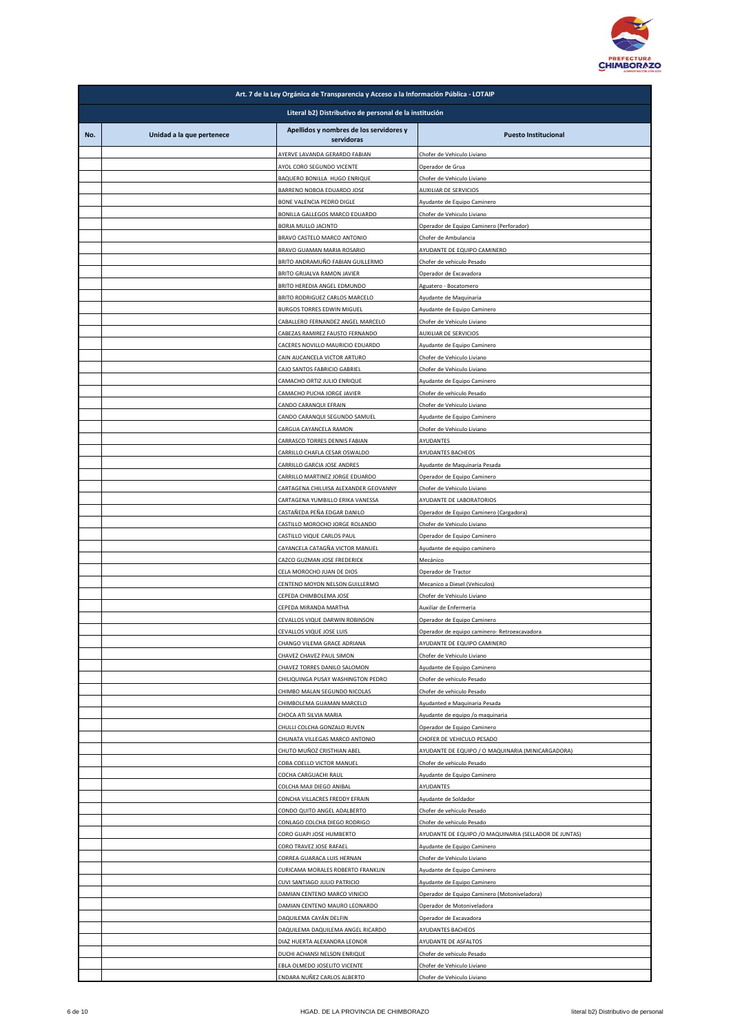| Art. 7 de la Ley Orgánica de Transparencia y Acceso a la Información Pública - LOTAIP | | | |
|---|---|---|---|
| Literal b2) Distributivo de personal de la institución | | | |
| No. | Unidad a la que pertenece | Apellidos y nombres de los servidores y servidoras | Puesto Institucional |
| | | AYERVE LAVANDA GERARDO FABIAN | Chofer de Vehiculo Liviano |
| | | AYOL CORO SEGUNDO VICENTE | Operador de Grua |
| | | BAQUERO BONILLA HUGO ENRIQUE | Chofer de Vehiculo Liviano |
| | | BARRENO NOBOA EDUARDO JOSE | AUXILIAR DE SERVICIOS |
| | | BONE VALENCIA PEDRO DIGLE | Ayudante de Equipo Caminero |
| | | BONILLA GALLEGOS MARCO EDUARDO | Chofer de Vehiculo Liviano |
| | | BORJA MULLO JACINTO | Operador de Equipo Caminero (Perforador) |
| | | BRAVO CASTELO MARCO ANTONIO | Chofer de Ambulancia |
| | | BRAVO GUAMAN MARIA ROSARIO | AYUDANTE DE EQUIPO CAMINERO |
| | | BRITO ANDRAMUÑO FABIAN GUILLERMO | Chofer de vehiculo Pesado |
| | | BRITO GRIJALVA RAMON JAVIER | Operador de Excavadora |
| | | BRITO HEREDIA ANGEL EDMUNDO | Aguatero - Bocatomero |
| | | BRITO RODRIGUEZ CARLOS MARCELO | Ayudante de Maquinaria |
| | | BURGOS TORRES EDWIN MIGUEL | Ayudante de Equipo Caminero |
| | | CABALLERO FERNANDEZ ANGEL MARCELO | Chofer de Vehiculo Liviano |
| | | CABEZAS RAMIREZ FAUSTO FERNANDO | AUXILIAR DE SERVICIOS |
| | | CACERES NOVILLO MAURICIO EDUARDO | Ayudante de Equipo Caminero |
| | | CAIN AUCANCELA VICTOR ARTURO | Chofer de Vehiculo Liviano |
| | | CAJO SANTOS FABRICIO GABRIEL | Chofer de Vehiculo Liviano |
| | | CAMACHO ORTIZ JULIO ENRIQUE | Ayudante de Equipo Caminero |
| | | CAMACHO PUCHA JORGE JAVIER | Chofer de vehiculo Pesado |
| | | CANDO CARANQUI EFRAIN | Chofer de Vehiculo Liviano |
| | | CANDO CARANQUI SEGUNDO SAMUEL | Ayudante de Equipo Caminero |
| | | CARGUA CAYANCELA RAMON | Chofer de Vehiculo Liviano |
| | | CARRASCO TORRES DENNIS FABIAN | AYUDANTES |
| | | CARRILLO CHAFLA CESAR OSWALDO | AYUDANTES BACHEOS |
| | | CARRILLO GARCIA JOSE ANDRES | Ayudante de Maquinaria Pesada |
| | | CARRILLO MARTINEZ JORGE EDUARDO | Operador de Equipo Caminero |
| | | CARTAGENA CHILUISA ALEXANDER GEOVANNY | Chofer de Vehiculo Liviano |
| | | CARTAGENA YUMBILLO ERIKA VANESSA | AYUDANTE DE LABORATORIOS |
| | | CASTAÑEDA PEÑA EDGAR DANILO | Operador de Equipo Caminero (Cargadora) |
| | | CASTILLO MOROCHO JORGE ROLANDO | Chofer de Vehiculo Liviano |
| | | CASTILLO VIQUE CARLOS PAUL | Operador de Equipo Caminero |
| | | CAYANCELA CATAGÑA VICTOR MANUEL | Ayudante de equipo caminero |
| | | CAZCO GUZMAN JOSE FREDERICK | Mecánico |
| | | CELA MOROCHO JUAN DE DIOS | Operador de Tractor |
| | | CENTENO MOYON NELSON GUILLERMO | Mecanico a Diesel (Vehiculos) |
| | | CEPEDA CHIMBOLEMA JOSE | Chofer de Vehiculo Liviano |
| | | CEPEDA MIRANDA MARTHA | Auxiliar de Enfermeria |
| | | CEVALLOS VIQUE DARWIN ROBINSON | Operador de Equipo Caminero |
| | | CEVALLOS VIQUE JOSE LUIS | Operador de equipo caminero- Retroexcavadora |
| | | CHANGO VILEMA GRACE ADRIANA | AYUDANTE DE EQUIPO CAMINERO |
| | | CHAVEZ CHAVEZ PAUL SIMON | Chofer de Vehiculo Liviano |
| | | CHAVEZ TORRES DANILO SALOMON | Ayudante de Equipo Caminero |
| | | CHILIQUINGA PUSAY WASHINGTON PEDRO | Chofer de vehiculo Pesado |
| | | CHIMBO MALAN SEGUNDO NICOLAS | Chofer de vehiculo Pesado |
| | | CHIMBOLEMA GUAMAN MARCELO | Ayudanted e Maquinaria Pesada |
| | | CHOCA ATI SILVIA MARIA | Ayudante de equipo /o maquinaria |
| | | CHULLI COLCHA GONZALO RUVEN | Operador de Equipo Caminero |
| | | CHUNATA VILLEGAS MARCO ANTONIO | CHOFER DE VEHICULO PESADO |
| | | CHUTO MUÑOZ CRISTHIAN ABEL | AYUDANTE DE EQUIPO / O MAQUINARIA (MINICARGADORA) |
| | | COBA COELLO VICTOR MANUEL | Chofer de vehiculo Pesado |
| | | COCHA CARGUACHI RAUL | Ayudante de Equipo Caminero |
| | | COLCHA MAJI DIEGO ANIBAL | AYUDANTES |
| | | CONCHA VILLACRES FREDDY EFRAIN | Ayudante de Soldador |
| | | CONDO QUITO ANGEL ADALBERTO | Chofer de vehiculo Pesado |
| | | CONLAGO COLCHA DIEGO RODRIGO | Chofer de vehiculo Pesado |
| | | CORO GUAPI JOSE HUMBERTO | AYUDANTE DE EQUIPO /O MAQUINARIA (SELLADOR DE JUNTAS) |
| | | CORO TRAVEZ JOSE RAFAEL | Ayudante de Equipo Caminero |
| | | CORREA GUARACA LUIS HERNAN | Chofer de Vehiculo Liviano |
| | | CURICAMA MORALES ROBERTO FRANKLIN | Ayudante de Equipo Caminero |
| | | CUVI SANTIAGO JULIO PATRICIO | Ayudante de Equipo Caminero |
| | | DAMIAN CENTENO MARCO VINICIO | Operador de Equipo Caminero (Motoniveladora) |
| | | DAMIAN CENTENO MAURO LEONARDO | Operador de Motoniveladora |
| | | DAQUILEMA CAYÁN DELFIN | Operador de Excavadora |
| | | DAQUILEMA DAQUILEMA ANGEL RICARDO | AYUDANTES BACHEOS |
| | | DIAZ HUERTA ALEXANDRA LEONOR | AYUDANTE DE ASFALTOS |
| | | DUCHI ACHANSI NELSON ENRIQUE | Chofer de vehiculo Pesado |
| | | EBLA OLMEDO JOSELITO VICENTE | Chofer de Vehiculo Liviano |
| | | ENDARA NUÑEZ CARLOS ALBERTO | Chofer de Vehiculo Liviano |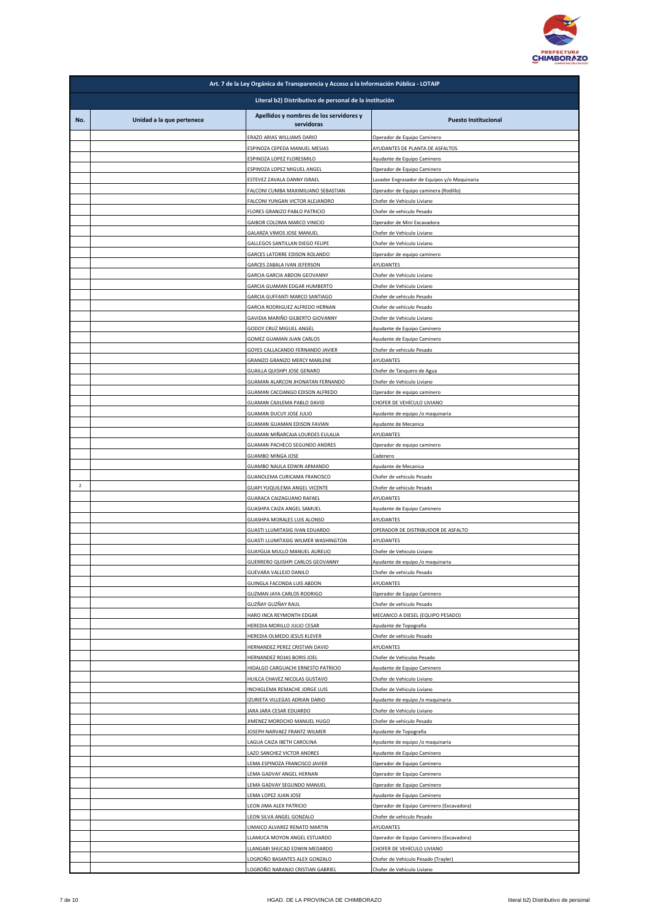| Art. 7 de la Ley Orgánica de Transparencia y Acceso a la Información Pública - LOTAIP | | | |
|---|---|---|---|
| Literal b2) Distributivo de personal de la institución | | | |
| No. | Unidad a la que pertenece | Apellidos y nombres de los servidores y servidoras | Puesto Institucional |
| | | ERAZO ARIAS WILLIAMS DARIO | Operador de Equipo Caminero |
| | | ESPINOZA CEPEDA MANUEL MESIAS | AYUDANTES DE PLANTA DE ASFALTOS |
| | | ESPINOZA LOPEZ FLORESMILO | Ayudante de Equipo Caminero |
| | | ESPINOZA LOPEZ MIGUEL ANGEL | Operador de Equipo Caminero |
| | | ESTEVEZ ZAVALA DANNY ISRAEL | Lavador Engrasador de Equipos y/o Maquinaria |
| | | FALCONI CUMBA MAXIMILIANO SEBASTIAN | Operador de Equipo caminera (Rodillo) |
| | | FALCONI YUNGAN VICTOR ALEJANDRO | Chofer de Vehículo Liviano |
| | | FLORES GRANIZO PABLO PATRICIO | Chofer de vehiculo Pesado |
| | | GAIBOR COLOMA MARCO VINICIO | Operador de Mini Excavadora |
| | | GALARZA VIMOS JOSE MANUEL | Chofer de Vehiculo Liviano |
| | | GALLEGOS SANTILLAN DIEGO FELIPE | Chofer de Vehiculo Liviano |
| | | GARCES LATORRE EDISON ROLANDO | Operador de equipo caminero |
| | | GARCES ZABALA IVAN JEFERSON | AYUDANTES |
| | | GARCIA GARCIA ABDON GEOVANNY | Chofer de Vehiculo Liviano |
| | | GARCIA GUAMAN EDGAR HUMBERTO | Chofer de Vehiculo Liviano |
| | | GARCIA GUFFANTI MARCO SANTIAGO | Chofer de vehiculo Pesado |
| | | GARCIA RODRIGUEZ ALFREDO HERNAN | Chofer de vehiculo Pesado |
| | | GAVIDIA MARIÑO GILBERTO GIOVANNY | Chofer de Vehiculo Liviano |
| | | GODOY CRUZ MIGUEL ANGEL | Ayudante de Equipo Caminero |
| | | GOMEZ GUAMAN JUAN CARLOS | Ayudante de Equipo Caminero |
| | | GOYES CALLACANDO FERNANDO JAVIER | Chofer de vehiculo Pesado |
| | | GRANIZO GRANIZO MERCY MARLENE | AYUDANTES |
| | | GUAILLA QUISHPI JOSE GENARO | Chofer de Tanquero de Agua |
| | | GUAMAN ALARCON JHONATAN FERNANDO | Chofer de Vehiculo Liviano |
| | | GUAMAN CACOANGO EDISON ALFREDO | Operador de equipo caminero |
| | | GUAMAN CAJILEMA PABLO DAVID | CHOFER DE VEHÍCULO LIVIANO |
| | | GUAMAN DUCUY JOSE JULIO | Ayudante de equipo /o maquinaria |
| | | GUAMAN GUAMAN EDISON FAVIAN | Ayudante de Mecanica |
| | | GUAMAN MIÑARCAJA LOURDES EULALIA | AYUDANTES |
| | | GUAMAN PACHECO SEGUNDO ANDRES | Operador de equipo caminero |
| | | GUAMBO MINGA JOSE | Cadenero |
| | | GUAMBO NAULA EDWIN ARMANDO | Ayudante de Mecanica |
| | | GUANOLEMA CURICAMA FRANCISCO | Chofer de vehiculo Pesado |
| 2 | | GUAPI YUQUILEMA ANGEL VICENTE | Chofer de vehiculo Pesado |
| | | GUARACA CAIZAGUANO RAFAEL | AYUDANTES |
| | | GUASHPA CAIZA ANGEL SAMUEL | Ayudante de Equipo Caminero |
| | | GUASHPA MORALES LUIS ALONSO | AYUDANTES |
| | | GUASTI LLUMITASIG IVAN EDUARDO | OPERADOR DE DISTRIBUIDOR DE ASFALTO |
| | | GUASTI LLUMITASIG WILMER WASHINGTON | AYUDANTES |
| | | GUAYGUA MULLO MANUEL AURELIO | Chofer de Vehiculo Liviano |
| | | GUERRERO QUISHPI CARLOS GEOVANNY | Ayudante de equipo /o maquinaria |
| | | GUEVARA VALLEJO DANILO | Chofer de vehiculo Pesado |
| | | GUINGLA FACONDA LUIS ABDON | AYUDANTES |
| | | GUZMAN JAYA CARLOS RODRIGO | Operador de Equipo Caminero |
| | | GUZÑAY GUZÑAY RAUL | Chofer de vehiculo Pesado |
| | | HARO INCA REYMONTH EDGAR | MECANICO A DIESEL (EQUIPO PESADO) |
| | | HEREDIA MORILLO JULIO CESAR | Ayudante de Topografia |
| | | HEREDIA OLMEDO JESUS KLEVER | Chofer de vehiculo Pesado |
| | | HERNANDEZ PEREZ CRISTIAN DAVID | AYUDANTES |
| | | HERNANDEZ ROJAS BORIS JOEL | Chofer de Vehiculos Pesado |
| | | HIDALGO CARGUACHI ERNESTO PATRICIO | Ayudante de Equipo Caminero |
| | | HUILCA CHAVEZ NICOLAS GUSTAVO | Chofer de Vehiculo Liviano |
| | | INCHIGLEMA REMACHE JORGE LUIS | Chofer de Vehiculo Liviano |
| | | IZURIETA VILLEGAS ADRIAN DARIO | Ayudante de equipo /o maquinaria |
| | | JARA JARA CESAR EDUARDO | Chofer de Vehiculo Liviano |
| | | JIMENEZ MOROCHO MANUEL HUGO | Chofer de vehiculo Pesado |
| | | JOSEPH NARVAEZ FRANTZ WILMER | Ayudante de Topografia |
| | | LAGUA CAIZA IBETH CAROLINA | Ayudante de equipo /o maquinaria |
| | | LAZO SANCHEZ VICTOR ANDRES | Ayudante de Equipo Caminero |
| | | LEMA ESPINOZA FRANCISCO JAVIER | Operador de Equipo Caminero |
| | | LEMA GADVAY ANGEL HERNAN | Operador de Equipo Caminero |
| | | LEMA GADVAY SEGUNDO MANUEL | Operador de Equipo Caminero |
| | | LEMA LOPEZ JUAN JOSE | Ayudante de Equipo Caminero |
| | | LEON JIMA ALEX PATRICIO | Operador de Equipo Caminero (Excavadora) |
| | | LEON SILVA ANGEL GONZALO | Chofer de vehiculo Pesado |
| | | LIMAICO ALVAREZ RENATO MARTIN | AYUDANTES |
| | | LLAMUCA MOYON ANGEL ESTUARDO | Operador de Equipo Caminero (Excavadora) |
| | | LLANGARI SHUCAD EDWIN MEDARDO | CHOFER DE VEHÍCULO LIVIANO |
| | | LOGROÑO BASANTES ALEX GONZALO | Chofer de Vehiculo Pesado (Trayler) |
| | | LOGROÑO NARANJO CRISTIAN GABRIEL | Chofer de Vehiculo Liviano |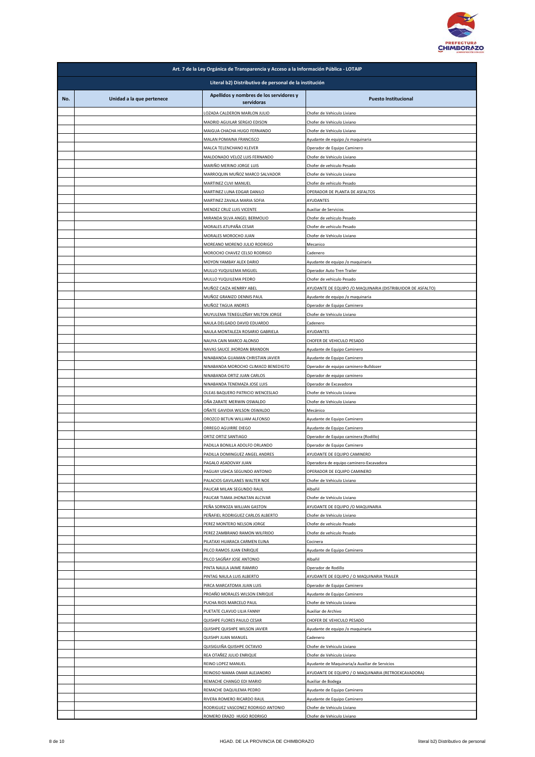| Art. 7 de la Ley Orgánica de Transparencia y Acceso a la Información Pública - LOTAIP | | | |
|---|---|---|---|
| Literal b2) Distributivo de personal de la institución | | | |
| No. | Unidad a la que pertenece | Apellidos y nombres de los servidores y servidoras | Puesto Institucional |
| | | LOZADA CALDERON MARLON JULIO | Chofer de Vehiculo Liviano |
| | | MADRID AGUILAR SERGIO EDISON | Chofer de Vehiculo Liviano |
| | | MAIGUA CHACHA HUGO FERNANDO | Chofer de Vehiculo Liviano |
| | | MALAN POMAINA FRANCISCO | Ayudante de equipo /o maquinaria |
| | | MALCA TELENCHANO KLEVER | Operador de Equipo Caminero |
| | | MALDONADO VELOZ LUIS FERNANDO | Chofer de Vehiculo Liviano |
| | | MARIÑO MERINO JORGE LUIS | Chofer de vehiculo Pesado |
| | | MARROQUIN MUÑOZ MARCO SALVADOR | Chofer de Vehiculo Liviano |
| | | MARTINEZ CUVI MANUEL | Chofer de vehiculo Pesado |
| | | MARTINEZ LUNA EDGAR DANILO | OPERADOR DE PLANTA DE ASFALTOS |
| | | MARTINEZ ZAVALA MARIA SOFIA | AYUDANTES |
| | | MENDEZ CRUZ LUIS VICENTE | Auxiliar de Servicios |
| | | MIRANDA SILVA ANGEL BERMOLIO | Chofer de vehiculo Pesado |
| | | MORALES ATUPAÑA CESAR | Chofer de vehiculo Pesado |
| | | MORALES MOROCHO JUAN | Chofer de Vehiculo Liviano |
| | | MOREANO MORENO JULIO RODRIGO | Mecanico |
| | | MOROCHO CHAVEZ CELSO RODRIGO | Cadenero |
| | | MOYON YAMBAY ALEX DARIO | Ayudante de equipo /o maquinaria |
| | | MULLO YUQUILEMA MIGUEL | Operador Auto Tren Trailer |
| | | MULLO YUQUILEMA PEDRO | Chofer de vehiculo Pesado |
| | | MUÑOZ CAIZA HENRRY ABEL | AYUDANTE DE EQUIPO /O MAQUINARIA (DISTRIBUIDOR DE ASFALTO) |
| | | MUÑOZ GRANIZO DENNIS PAUL | Ayudante de equipo /o maquinaria |
| | | MUÑOZ TAGUA ANDRES | Operador de Equipo Caminero |
| | | MUYULEMA TENEGUZÑAY MILTON JORGE | Chofer de Vehiculo Liviano |
| | | NAULA DELGADO DAVID EDUARDO | Cadenero |
| | | NAULA MONTALEZA ROSARIO GABRIELA | AYUDANTES |
| | | NAUYA CAIN MARCO ALONSO | CHOFER DE VEHICULO PESADO |
| | | NAVAS SAUCE JHORDAN BRANDON | Ayudante de Equipo Caminero |
| | | NINABANDA GUAMAN CHRISTIAN JAVIER | Ayudante de Equipo Caminero |
| | | NINABANDA MOROCHO CLIMACO BENEDIGTO | Operador de equipo caminero-Bulldozer |
| | | NINABANDA ORTIZ JUAN CARLOS | Operador de equipo caminero |
| | | NINABANDA TENEMAZA JOSE LUIS | Operador de Excavadora |
| | | OLEAS BAQUERO PATRICIO WENCESLAO | Chofer de Vehiculo Liviano |
| | | OÑA ZARATE MERWIN OSWALDO | Chofer de Vehiculo Liviano |
| | | OÑATE GAVIDIA WILSON OSWALDO | Mecánico |
| | | OROZCO BETUN WILLIAM ALFONSO | Ayudante de Equipo Caminero |
| | | ORREGO AGUIRRE DIEGO | Ayudante de Equipo Caminero |
| | | ORTIZ ORTIZ SANTIAGO | Operador de Equipo caminera (Rodillo) |
| | | PADILLA BONILLA ADOLFO ORLANDO | Operador de Equipo Caminero |
| | | PADILLA DOMINGUEZ ANGEL ANDRES | AYUDANTE DE EQUIPO CAMINERO |
| | | PAGALO ASADOVAY JUAN | Operadora de equipo caminero-Excavadora |
| | | PAGUAY USHCA SEGUNDO ANTONIO | OPERADOR DE EQUIPO CAMINERO |
| | | PALACIOS GAVILANES WALTER NOE | Chofer de Vehiculo Liviano |
| | | PAUCAR MILAN SEGUNDO RAUL | Albañil |
| | | PAUCAR TIAMA JHONATAN ALCIVAR | Chofer de Vehiculo Liviano |
| | | PEÑA SORNOZA WILLIAN GASTON | AYUDANTE DE EQUIPO /O MAQUINARIA |
| | | PEÑAFIEL RODRIGUEZ CARLOS ALBERTO | Chofer de Vehiculo Liviano |
| | | PEREZ MONTERO NELSON JORGE | Chofer de vehiculo Pesado |
| | | PEREZ ZAMBRANO RAMON WILFRIDO | Chofer de vehiculo Pesado |
| | | PILATAXI HUARACA CARMEN ELINA | Cocinera |
| | | PILCO RAMOS JUAN ENRIQUE | Ayudante de Equipo Caminero |
| | | PILCO SAGÑAY JOSE ANTONIO | Albañil |
| | | PINTA NAULA JAIME RAMIRO | Operador de Rodillo |
| | | PINTAG NAULA LUIS ALBERTO | AYUDANTE DE EQUIPO / O MAQUINARIA TRAILER |
| | | PIRCA MARCATOMA JUAN LUIS | Operador de Equipo Caminero |
| | | PROAÑO MORALES WILSON ENRIQUE | Ayudante de Equipo Caminero |
| | | PUCHA RIOS MARCELO PAUL | Chofer de Vehiculo Liviano |
| | | PUETATE CLAVIJO LILIA FANNY | Auxiliar de Archivo |
| | | QUISHPE FLORES PAULO CESAR | CHOFER DE VEHICULO PESADO |
| | | QUISHPE QUISHPE WILSON JAVIER | Ayudante de equipo /o maquinaria |
| | | QUISHPI JUAN MANUEL | Cadenero |
| | | QUISIGUIÑA QUISHPE OCTAVIO | Chofer de Vehiculo Liviano |
| | | REA OTAÑEZ JULIO ENRIQUE | Chofer de Vehiculo Liviano |
| | | REINO LOPEZ MANUEL | Ayudante de Maquinaria/a Auxiliar de Servicios |
| | | REINOSO NIAMA OMAR ALEJANDRO | AYUDANTE DE EQUIPO / O MAQUINARIA (RETROEXCAVADORA) |
| | | REMACHE CHANGO EDI MARIO | Auxiliar de Bodega |
| | | REMACHE DAQUILEMA PEDRO | Ayudante de Equipo Caminero |
| | | RIVERA ROMERO RICARDO RAUL | Ayudante de Equipo Caminero |
| | | RODRIGUEZ VASCONEZ RODRIGO ANTONIO | Chofer de Vehiculo Liviano |
| | | ROMERO ERAZO HUGO RODRIGO | Chofer de Vehiculo Liviano |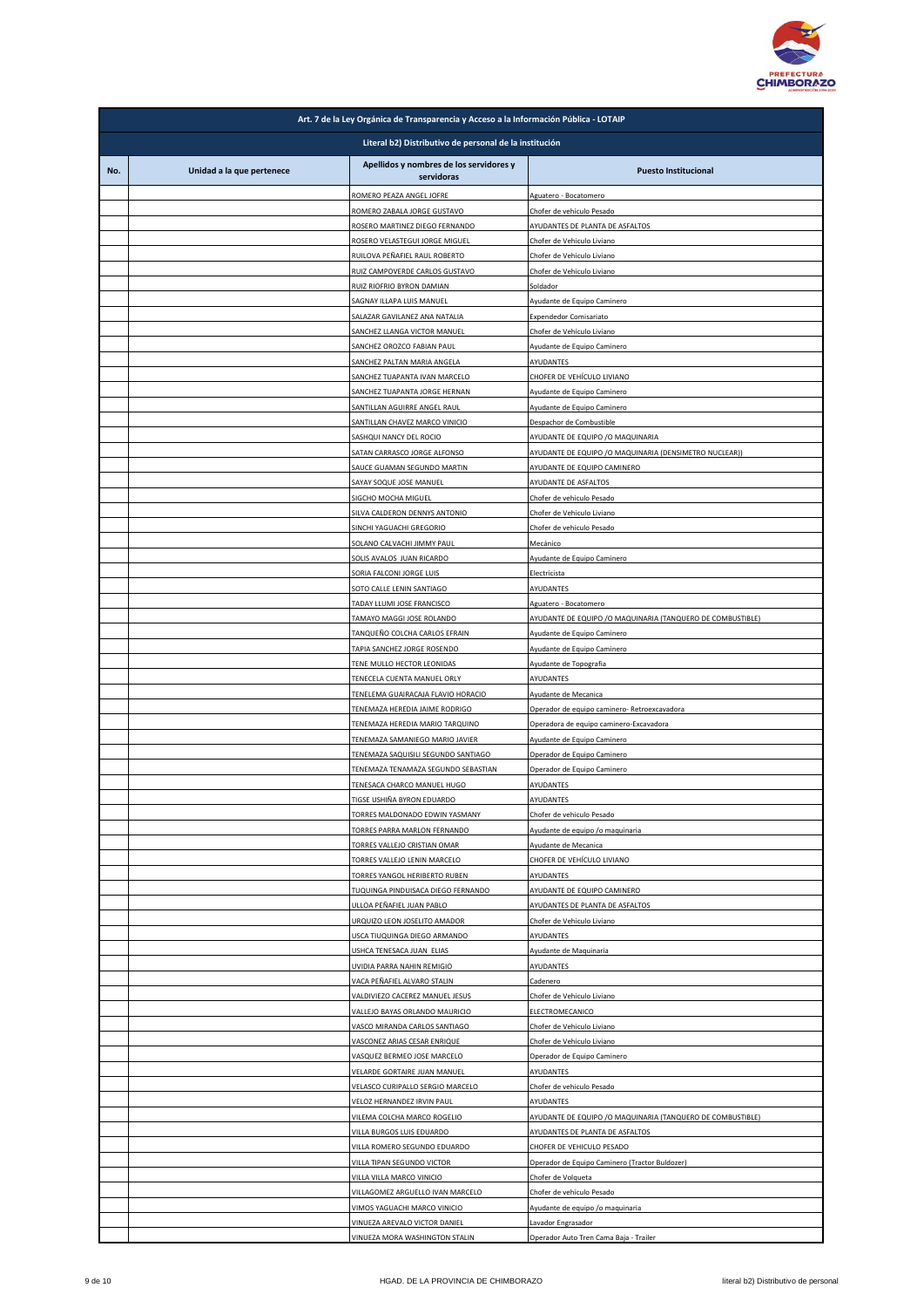| Art. 7 de la Ley Orgánica de Transparencia y Acceso a la Información Pública - LOTAIP | | | |
|---|---|---|---|
| Literal b2) Distributivo de personal de la institución | | | |
| No. | Unidad a la que pertenece | Apellidos y nombres de los servidores y servidoras | Puesto Institucional |
| | | ROMERO PEAZA ANGEL JOFRE | Aguatero - Bocatomero |
| | | ROMERO ZABALA JORGE GUSTAVO | Chofer de vehiculo Pesado |
| | | ROSERO MARTINEZ DIEGO FERNANDO | AYUDANTES DE PLANTA DE ASFALTOS |
| | | ROSERO VELASTEGUI JORGE MIGUEL | Chofer de Vehiculo Liviano |
| | | RUILOVA PEÑAFIEL RAUL ROBERTO | Chofer de Vehiculo Liviano |
| | | RUIZ CAMPOVERDE CARLOS GUSTAVO | Chofer de Vehiculo Liviano |
| | | RUIZ RIOFRIO BYRON DAMIAN | Soldador |
| | | SAGNAY ILLAPA LUIS MANUEL | Ayudante de Equipo Caminero |
| | | SALAZAR GAVILANEZ ANA NATALIA | Expendedor Comisariato |
| | | SANCHEZ LLANGA VICTOR MANUEL | Chofer de Vehiculo Liviano |
| | | SANCHEZ OROZCO FABIAN PAUL | Ayudante de Equipo Caminero |
| | | SANCHEZ PALTAN MARIA ANGELA | AYUDANTES |
| | | SANCHEZ TUAPANTA IVAN MARCELO | CHOFER DE VEHÍCULO LIVIANO |
| | | SANCHEZ TUAPANTA JORGE HERNAN | Ayudante de Equipo Caminero |
| | | SANTILLAN AGUIRRE ANGEL RAUL | Ayudante de Equipo Caminero |
| | | SANTILLAN CHAVEZ MARCO VINICIO | Despachor de Combustible |
| | | SASHQUI NANCY DEL ROCIO | AYUDANTE DE EQUIPO /O MAQUINARIA |
| | | SATAN CARRASCO JORGE ALFONSO | AYUDANTE DE EQUIPO /O MAQUINARIA (DENSIMETRO NUCLEAR)) |
| | | SAUCE GUAMAN SEGUNDO MARTIN | AYUDANTE DE EQUIPO CAMINERO |
| | | SAYAY SOQUE JOSE MANUEL | AYUDANTE DE ASFALTOS |
| | | SIGCHO MOCHA MIGUEL | Chofer de vehiculo Pesado |
| | | SILVA CALDERON DENNYS ANTONIO | Chofer de Vehiculo Liviano |
| | | SINCHI YAGUACHI GREGORIO | Chofer de vehiculo Pesado |
| | | SOLANO CALVACHI JIMMY PAUL | Mecánico |
| | | SOLIS AVALOS JUAN RICARDO | Ayudante de Equipo Caminero |
| | | SORIA FALCONI JORGE LUIS | Electricista |
| | | SOTO CALLE LENIN SANTIAGO | AYUDANTES |
| | | TADAY LLUMI JOSE FRANCISCO | Aguatero - Bocatomero |
| | | TAMAYO MAGGI JOSE ROLANDO | AYUDANTE DE EQUIPO /O MAQUINARIA (TANQUERO DE COMBUSTIBLE) |
| | | TANQUEÑO COLCHA CARLOS EFRAIN | Ayudante de Equipo Caminero |
| | | TAPIA SANCHEZ JORGE ROSENDO | Ayudante de Equipo Caminero |
| | | TENE MULLO HECTOR LEONIDAS | Ayudante de Topografia |
| | | TENECELA CUENTA MANUEL ORLY | AYUDANTES |
| | | TENELEMA GUAIRACAJA FLAVIO HORACIO | Ayudante de Mecanica |
| | | TENEMAZA HEREDIA JAIME RODRIGO | Operador de equipo caminero- Retroexcavadora |
| | | TENEMAZA HEREDIA MARIO TARQUINO | Operadora de equipo caminero-Excavadora |
| | | TENEMAZA SAMANIEGO MARIO JAVIER | Ayudante de Equipo Caminero |
| | | TENEMAZA SAQUISILI SEGUNDO SANTIAGO | Operador de Equipo Caminero |
| | | TENEMAZA TENAMAZA SEGUNDO SEBASTIAN | Operador de Equipo Caminero |
| | | TENESACA CHARCO MANUEL HUGO | AYUDANTES |
| | | TIGSE USHIÑA BYRON EDUARDO | AYUDANTES |
| | | TORRES MALDONADO EDWIN YASMANY | Chofer de vehiculo Pesado |
| | | TORRES PARRA MARLON FERNANDO | Ayudante de equipo /o maquinaria |
| | | TORRES VALLEJO CRISTIAN OMAR | Ayudante de Mecanica |
| | | TORRES VALLEJO LENIN MARCELO | CHOFER DE VEHÍCULO LIVIANO |
| | | TORRES YANGOL HERIBERTO RUBEN | AYUDANTES |
| | | TUQUINGA PINDUISACA DIEGO FERNANDO | AYUDANTE DE EQUIPO CAMINERO |
| | | ULLOA PEÑAFIEL JUAN PABLO | AYUDANTES DE PLANTA DE ASFALTOS |
| | | URQUIZO LEON JOSELITO AMADOR | Chofer de Vehiculo Liviano |
| | | USCA TIUQUINGA DIEGO ARMANDO | AYUDANTES |
| | | USHCA TENESACA JUAN ELIAS | Ayudante de Maquinaria |
| | | UVIDIA PARRA NAHIN REMIGIO | AYUDANTES |
| | | VACA PEÑAFIEL ALVARO STALIN | Cadenero |
| | | VALDIVIEZO CACEREZ MANUEL JESUS | Chofer de Vehiculo Liviano |
| | | VALLEJO BAYAS ORLANDO MAURICIO | ELECTROMECANICO |
| | | VASCO MIRANDA CARLOS SANTIAGO | Chofer de Vehiculo Liviano |
| | | VASCONEZ ARIAS CESAR ENRIQUE | Chofer de Vehiculo Liviano |
| | | VASQUEZ BERMEO JOSE MARCELO | Operador de Equipo Caminero |
| | | VELARDE GORTAIRE JUAN MANUEL | AYUDANTES |
| | | VELASCO CURIPALLO SERGIO MARCELO | Chofer de vehiculo Pesado |
| | | VELOZ HERNANDEZ IRVIN PAUL | AYUDANTES |
| | | VILEMA COLCHA MARCO ROGELIO | AYUDANTE DE EQUIPO /O MAQUINARIA (TANQUERO DE COMBUSTIBLE) |
| | | VILLA BURGOS LUIS EDUARDO | AYUDANTES DE PLANTA DE ASFALTOS |
| | | VILLA ROMERO SEGUNDO EDUARDO | CHOFER DE VEHICULO PESADO |
| | | VILLA TIPAN SEGUNDO VICTOR | Operador de Equipo Caminero (Tractor Buldozer) |
| | | VILLA VILLA MARCO VINICIO | Chofer de Volqueta |
| | | VILLAGOMEZ ARGUELLO IVAN MARCELO | Chofer de vehiculo Pesado |
| | | VIMOS YAGUACHI MARCO VINICIO | Ayudante de equipo /o maquinaria |
| | | VINUEZA AREVALO VICTOR DANIEL | Lavador Engrasador |
| | | VINUEZA MORA WASHINGTON STALIN | Operador Auto Tren Cama Baja - Trailer |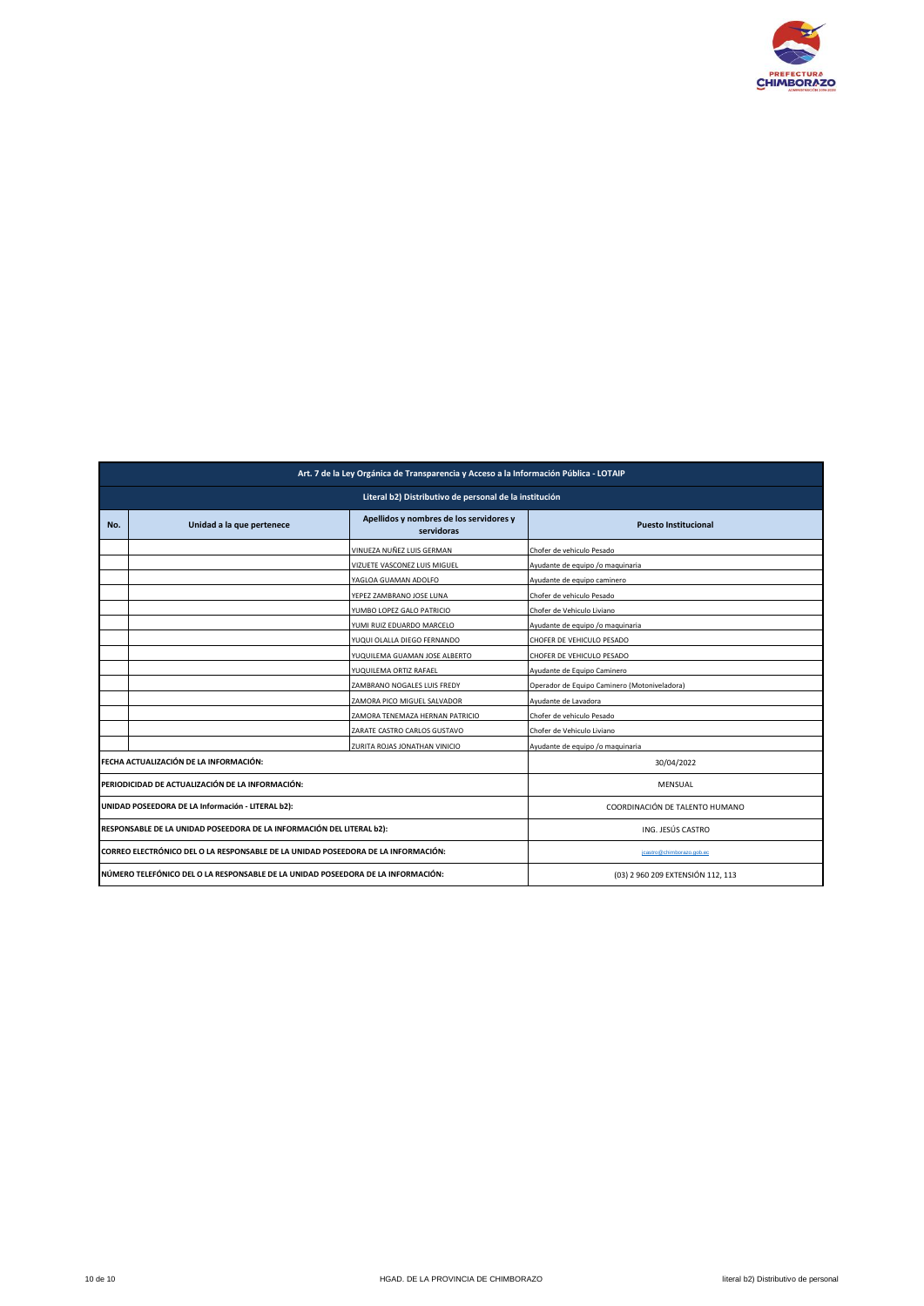| Art. 7 de la Ley Orgánica de Transparencia y Acceso a la Información Pública - LOTAIP | | | |
|---|---|---|---|
| Literal b2) Distributivo de personal de la institución | | | |
| No. | Unidad a la que pertenece | Apellidos y nombres de los servidores y servidoras | Puesto Institucional |
| | | VINUEZA NUÑEZ LUIS GERMAN | Chofer de vehiculo Pesado |
| | | VIZUETE VASCONEZ LUIS MIGUEL | Ayudante de equipo /o maquinaria |
| | | YAGLOA GUAMAN ADOLFO | Ayudante de equipo caminero |
| | | YEPEZ ZAMBRANO JOSE LUNA | Chofer de vehiculo Pesado |
| | | YUMBO LOPEZ GALO PATRICIO | Chofer de Vehiculo Liviano |
| | | YUMI RUIZ EDUARDO MARCELO | Ayudante de equipo /o maquinaria |
| | | YUQUI OLALLA DIEGO FERNANDO | CHOFER DE VEHICULO PESADO |
| | | YUQUILEMA GUAMAN JOSE ALBERTO | CHOFER DE VEHICULO PESADO |
| | | YUQUILEMA ORTIZ RAFAEL | Ayudante de Equipo Caminero |
| | | ZAMBRANO NOGALES LUIS FREDY | Operador de Equipo Caminero (Motoniveladora) |
| | | ZAMORA PICO MIGUEL SALVADOR | Ayudante de Lavadora |
| | | ZAMORA TENEMAZA HERNAN PATRICIO | Chofer de vehiculo Pesado |
| | | ZARATE CASTRO CARLOS GUSTAVO | Chofer de Vehiculo Liviano |
| | | ZURITA ROJAS JONATHAN VINICIO | Ayudante de equipo /o maquinaria |
| FECHA ACTUALIZACIÓN DE LA INFORMACIÓN: | | | 30/04/2022 |
| PERIODICIDAD DE ACTUALIZACIÓN DE LA INFORMACIÓN: | | | MENSUAL |
| UNIDAD POSEEDORA DE LA Información - LITERAL b2): | | | COORDINACIÓN DE TALENTO HUMANO |
| RESPONSABLE DE LA UNIDAD POSEEDORA DE LA INFORMACIÓN DEL LITERAL b2): | | | ING. JESÚS CASTRO |
| CORREO ELECTRÓNICO DEL O LA RESPONSABLE DE LA UNIDAD POSEEDORA DE LA INFORMACIÓN: | | | jcastro@chimborazo.gob.ec |
| NÚMERO TELEFÓNICO DEL O LA RESPONSABLE DE LA UNIDAD POSEEDORA DE LA INFORMACIÓN: | | | (03) 2 960 209 EXTENSIÓN 112, 113 |